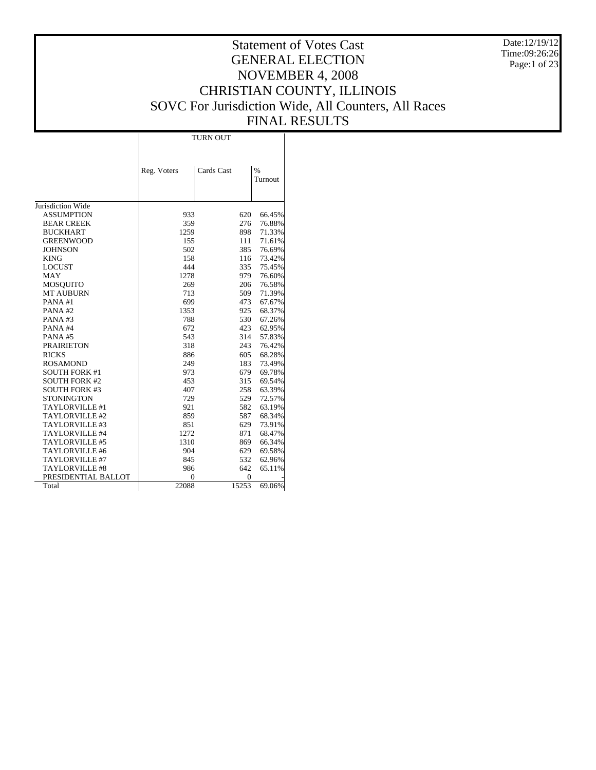# Statement of Votes Cast
# GENERAL ELECTION
# NOVEMBER 4, 2008
# CHRISTIAN COUNTY, ILLINOIS
# SOVC For Jurisdiction Wide, All Counters, All Races
# FINAL RESULTS

Date:12/19/12
Time:09:26:26

| | TURN OUT | | |
|---|---|---|---|
| | Reg. Voters | Cards Cast | % Turnout |
| Jurisdiction Wide | | | |
| ASSUMPTION | 933 | 620 | 66.45% |
| BEAR CREEK | 359 | 276 | 76.88% |
| BUCKHART | 1259 | 898 | 71.33% |
| GREENWOOD | 155 | 111 | 71.61% |
| JOHNSON | 502 | 385 | 76.69% |
| KING | 158 | 116 | 73.42% |
| LOCUST | 444 | 335 | 75.45% |
| MAY | 1278 | 979 | 76.60% |
| MOSQUITO | 269 | 206 | 76.58% |
| MT AUBURN | 713 | 509 | 71.39% |
| PANA #1 | 699 | 473 | 67.67% |
| PANA #2 | 1353 | 925 | 68.37% |
| PANA #3 | 788 | 530 | 67.26% |
| PANA #4 | 672 | 423 | 62.95% |
| PANA #5 | 543 | 314 | 57.83% |
| PRAIRIETON | 318 | 243 | 76.42% |
| RICKS | 886 | 605 | 68.28% |
| ROSAMOND | 249 | 183 | 73.49% |
| SOUTH FORK #1 | 973 | 679 | 69.78% |
| SOUTH FORK #2 | 453 | 315 | 69.54% |
| SOUTH FORK #3 | 407 | 258 | 63.39% |
| STONINGTON | 729 | 529 | 72.57% |
| TAYLORVILLE #1 | 921 | 582 | 63.19% |
| TAYLORVILLE #2 | 859 | 587 | 68.34% |
| TAYLORVILLE #3 | 851 | 629 | 73.91% |
| TAYLORVILLE #4 | 1272 | 871 | 68.47% |
| TAYLORVILLE #5 | 1310 | 869 | 66.34% |
| TAYLORVILLE #6 | 904 | 629 | 69.58% |
| TAYLORVILLE #7 | 845 | 532 | 62.96% |
| TAYLORVILLE #8 | 986 | 642 | 65.11% |
| PRESIDENTIAL BALLOT | 0 | 0 | - |
| Total | 22088 | 15253 | 69.06% |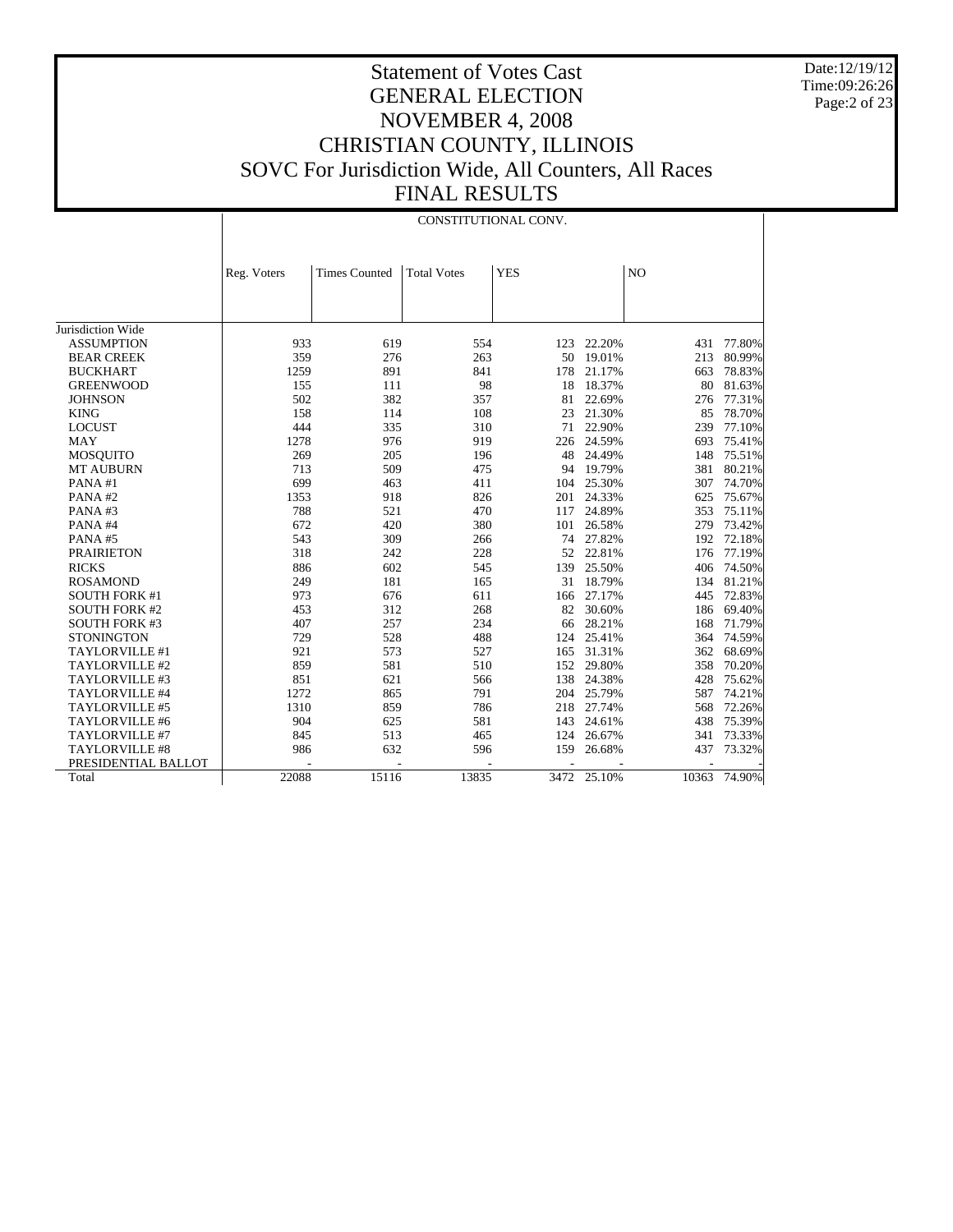# Statement of Votes Cast
# GENERAL ELECTION
# NOVEMBER 4, 2008
# CHRISTIAN COUNTY, ILLINOIS
# SOVC For Jurisdiction Wide, All Counters, All Races
# FINAL RESULTS

Date:12/19/12
Time:09:26:26

| | CONSTITUTIONAL CONV. | | | | | | |
|---|---|---|---|---|---|---|---|
| | Reg. Voters | Times Counted | Total Votes | YES | | NO | |
| Jurisdiction Wide | | | | | | | |
| ASSUMPTION | 933 | 619 | 554 | 123 | 22.20% | 431 | 77.80% |
| BEAR CREEK | 359 | 276 | 263 | 50 | 19.01% | 213 | 80.99% |
| BUCKHART | 1259 | 891 | 841 | 178 | 21.17% | 663 | 78.83% |
| GREENWOOD | 155 | 111 | 98 | 18 | 18.37% | 80 | 81.63% |
| JOHNSON | 502 | 382 | 357 | 81 | 22.69% | 276 | 77.31% |
| KING | 158 | 114 | 108 | 23 | 21.30% | 85 | 78.70% |
| LOCUST | 444 | 335 | 310 | 71 | 22.90% | 239 | 77.10% |
| MAY | 1278 | 976 | 919 | 226 | 24.59% | 693 | 75.41% |
| MOSQUITO | 269 | 205 | 196 | 48 | 24.49% | 148 | 75.51% |
| MT AUBURN | 713 | 509 | 475 | 94 | 19.79% | 381 | 80.21% |
| PANA #1 | 699 | 463 | 411 | 104 | 25.30% | 307 | 74.70% |
| PANA #2 | 1353 | 918 | 826 | 201 | 24.33% | 625 | 75.67% |
| PANA #3 | 788 | 521 | 470 | 117 | 24.89% | 353 | 75.11% |
| PANA #4 | 672 | 420 | 380 | 101 | 26.58% | 279 | 73.42% |
| PANA #5 | 543 | 309 | 266 | 74 | 27.82% | 192 | 72.18% |
| PRAIRIETON | 318 | 242 | 228 | 52 | 22.81% | 176 | 77.19% |
| RICKS | 886 | 602 | 545 | 139 | 25.50% | 406 | 74.50% |
| ROSAMOND | 249 | 181 | 165 | 31 | 18.79% | 134 | 81.21% |
| SOUTH FORK #1 | 973 | 676 | 611 | 166 | 27.17% | 445 | 72.83% |
| SOUTH FORK #2 | 453 | 312 | 268 | 82 | 30.60% | 186 | 69.40% |
| SOUTH FORK #3 | 407 | 257 | 234 | 66 | 28.21% | 168 | 71.79% |
| STONINGTON | 729 | 528 | 488 | 124 | 25.41% | 364 | 74.59% |
| TAYLORVILLE #1 | 921 | 573 | 527 | 165 | 31.31% | 362 | 68.69% |
| TAYLORVILLE #2 | 859 | 581 | 510 | 152 | 29.80% | 358 | 70.20% |
| TAYLORVILLE #3 | 851 | 621 | 566 | 138 | 24.38% | 428 | 75.62% |
| TAYLORVILLE #4 | 1272 | 865 | 791 | 204 | 25.79% | 587 | 74.21% |
| TAYLORVILLE #5 | 1310 | 859 | 786 | 218 | 27.74% | 568 | 72.26% |
| TAYLORVILLE #6 | 904 | 625 | 581 | 143 | 24.61% | 438 | 75.39% |
| TAYLORVILLE #7 | 845 | 513 | 465 | 124 | 26.67% | 341 | 73.33% |
| TAYLORVILLE #8 | 986 | 632 | 596 | 159 | 26.68% | 437 | 73.32% |
| PRESIDENTIAL BALLOT | - | - | - | - | - | - | - |
| Total | 22088 | 15116 | 13835 | 3472 | 25.10% | 10363 | 74.90% |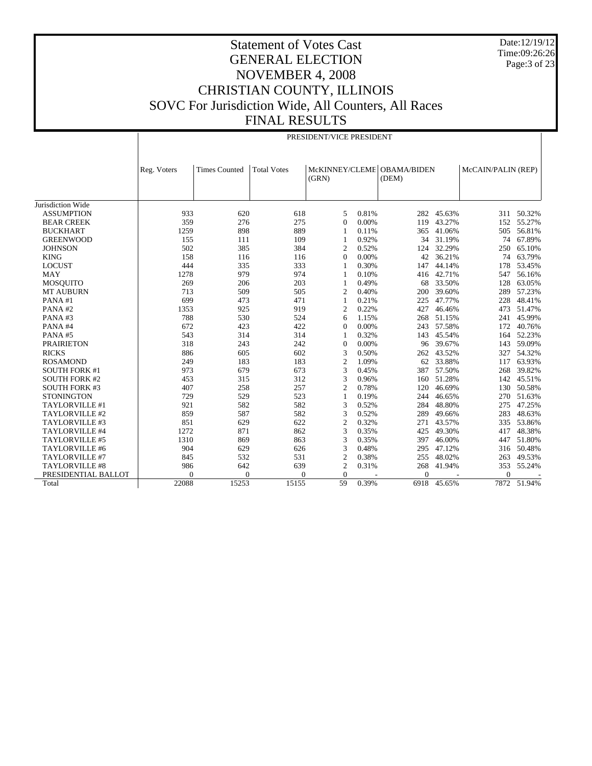# Statement of Votes Cast
# GENERAL ELECTION
# NOVEMBER 4, 2008
# CHRISTIAN COUNTY, ILLINOIS
# SOVC For Jurisdiction Wide, All Counters, All Races
# FINAL RESULTS

Date:12/19/12
Time:09:26:26

PRESIDENT/VICE PRESIDENT

| | Reg. Voters | Times Counted | Total Votes | McKINNEY/CLEME (GRN) | | OBAMA/BIDEN (DEM) | | McCAIN/PALIN (REP) | |
|---|---|---|---|---|---|---|---|---|---|
| Jurisdiction Wide | | | | | | | | | |
| ASSUMPTION | 933 | 620 | 618 | 5 | 0.81% | 282 | 45.63% | 311 | 50.32% |
| BEAR CREEK | 359 | 276 | 275 | 0 | 0.00% | 119 | 43.27% | 152 | 55.27% |
| BUCKHART | 1259 | 898 | 889 | 1 | 0.11% | 365 | 41.06% | 505 | 56.81% |
| GREENWOOD | 155 | 111 | 109 | 1 | 0.92% | 34 | 31.19% | 74 | 67.89% |
| JOHNSON | 502 | 385 | 384 | 2 | 0.52% | 124 | 32.29% | 250 | 65.10% |
| KING | 158 | 116 | 116 | 0 | 0.00% | 42 | 36.21% | 74 | 63.79% |
| LOCUST | 444 | 335 | 333 | 1 | 0.30% | 147 | 44.14% | 178 | 53.45% |
| MAY | 1278 | 979 | 974 | 1 | 0.10% | 416 | 42.71% | 547 | 56.16% |
| MOSQUITO | 269 | 206 | 203 | 1 | 0.49% | 68 | 33.50% | 128 | 63.05% |
| MT AUBURN | 713 | 509 | 505 | 2 | 0.40% | 200 | 39.60% | 289 | 57.23% |
| PANA #1 | 699 | 473 | 471 | 1 | 0.21% | 225 | 47.77% | 228 | 48.41% |
| PANA #2 | 1353 | 925 | 919 | 2 | 0.22% | 427 | 46.46% | 473 | 51.47% |
| PANA #3 | 788 | 530 | 524 | 6 | 1.15% | 268 | 51.15% | 241 | 45.99% |
| PANA #4 | 672 | 423 | 422 | 0 | 0.00% | 243 | 57.58% | 172 | 40.76% |
| PANA #5 | 543 | 314 | 314 | 1 | 0.32% | 143 | 45.54% | 164 | 52.23% |
| PRAIRIETON | 318 | 243 | 242 | 0 | 0.00% | 96 | 39.67% | 143 | 59.09% |
| RICKS | 886 | 605 | 602 | 3 | 0.50% | 262 | 43.52% | 327 | 54.32% |
| ROSAMOND | 249 | 183 | 183 | 2 | 1.09% | 62 | 33.88% | 117 | 63.93% |
| SOUTH FORK #1 | 973 | 679 | 673 | 3 | 0.45% | 387 | 57.50% | 268 | 39.82% |
| SOUTH FORK #2 | 453 | 315 | 312 | 3 | 0.96% | 160 | 51.28% | 142 | 45.51% |
| SOUTH FORK #3 | 407 | 258 | 257 | 2 | 0.78% | 120 | 46.69% | 130 | 50.58% |
| STONINGTON | 729 | 529 | 523 | 1 | 0.19% | 244 | 46.65% | 270 | 51.63% |
| TAYLORVILLE #1 | 921 | 582 | 582 | 3 | 0.52% | 284 | 48.80% | 275 | 47.25% |
| TAYLORVILLE #2 | 859 | 587 | 582 | 3 | 0.52% | 289 | 49.66% | 283 | 48.63% |
| TAYLORVILLE #3 | 851 | 629 | 622 | 2 | 0.32% | 271 | 43.57% | 335 | 53.86% |
| TAYLORVILLE #4 | 1272 | 871 | 862 | 3 | 0.35% | 425 | 49.30% | 417 | 48.38% |
| TAYLORVILLE #5 | 1310 | 869 | 863 | 3 | 0.35% | 397 | 46.00% | 447 | 51.80% |
| TAYLORVILLE #6 | 904 | 629 | 626 | 3 | 0.48% | 295 | 47.12% | 316 | 50.48% |
| TAYLORVILLE #7 | 845 | 532 | 531 | 2 | 0.38% | 255 | 48.02% | 263 | 49.53% |
| TAYLORVILLE #8 | 986 | 642 | 639 | 2 | 0.31% | 268 | 41.94% | 353 | 55.24% |
| PRESIDENTIAL BALLOT | 0 | 0 | 0 | 0 | - | 0 | - | 0 | - |
| Total | 22088 | 15253 | 15155 | 59 | 0.39% | 6918 | 45.65% | 7872 | 51.94% |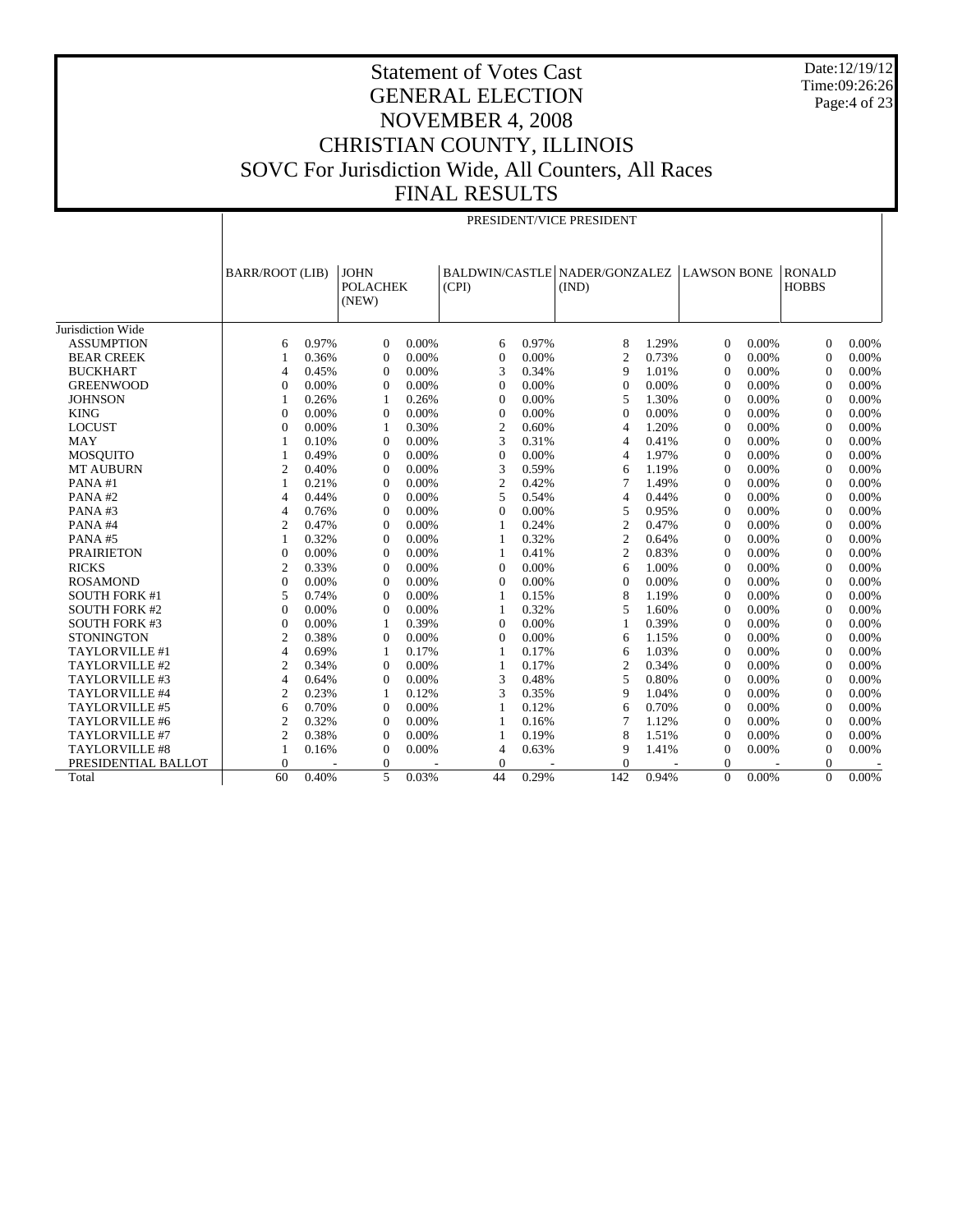# Statement of Votes Cast
# GENERAL ELECTION
# NOVEMBER 4, 2008
# CHRISTIAN COUNTY, ILLINOIS
# SOVC For Jurisdiction Wide, All Counters, All Races
# FINAL RESULTS

Date:12/19/12
Time:09:26:26

| | PRESIDENT/VICE PRESIDENT | | | | | | | | | | | |
|---|---|---|---|---|---|---|---|---|---|---|---|---|
| | BARR/ROOT (LIB) | | JOHN POLACHEK (NEW) | | BALDWIN/CASTLE (CPI) | | NADER/GONZALEZ (IND) | | LAWSON BONE | | RONALD HOBBS | |
| Jurisdiction Wide | | | | | | | | | | | | |
| ASSUMPTION | 6 | 0.97% | 0 | 0.00% | 6 | 0.97% | 8 | 1.29% | 0 | 0.00% | 0 | 0.00% |
| BEAR CREEK | 1 | 0.36% | 0 | 0.00% | 0 | 0.00% | 2 | 0.73% | 0 | 0.00% | 0 | 0.00% |
| BUCKHART | 4 | 0.45% | 0 | 0.00% | 3 | 0.34% | 9 | 1.01% | 0 | 0.00% | 0 | 0.00% |
| GREENWOOD | 0 | 0.00% | 0 | 0.00% | 0 | 0.00% | 0 | 0.00% | 0 | 0.00% | 0 | 0.00% |
| JOHNSON | 1 | 0.26% | 1 | 0.26% | 0 | 0.00% | 5 | 1.30% | 0 | 0.00% | 0 | 0.00% |
| KING | 0 | 0.00% | 0 | 0.00% | 0 | 0.00% | 0 | 0.00% | 0 | 0.00% | 0 | 0.00% |
| LOCUST | 0 | 0.00% | 1 | 0.30% | 2 | 0.60% | 4 | 1.20% | 0 | 0.00% | 0 | 0.00% |
| MAY | 1 | 0.10% | 0 | 0.00% | 3 | 0.31% | 4 | 0.41% | 0 | 0.00% | 0 | 0.00% |
| MOSQUITO | 1 | 0.49% | 0 | 0.00% | 0 | 0.00% | 4 | 1.97% | 0 | 0.00% | 0 | 0.00% |
| MT AUBURN | 2 | 0.40% | 0 | 0.00% | 3 | 0.59% | 6 | 1.19% | 0 | 0.00% | 0 | 0.00% |
| PANA #1 | 1 | 0.21% | 0 | 0.00% | 2 | 0.42% | 7 | 1.49% | 0 | 0.00% | 0 | 0.00% |
| PANA #2 | 4 | 0.44% | 0 | 0.00% | 5 | 0.54% | 4 | 0.44% | 0 | 0.00% | 0 | 0.00% |
| PANA #3 | 4 | 0.76% | 0 | 0.00% | 0 | 0.00% | 5 | 0.95% | 0 | 0.00% | 0 | 0.00% |
| PANA #4 | 2 | 0.47% | 0 | 0.00% | 1 | 0.24% | 2 | 0.47% | 0 | 0.00% | 0 | 0.00% |
| PANA #5 | 1 | 0.32% | 0 | 0.00% | 1 | 0.32% | 2 | 0.64% | 0 | 0.00% | 0 | 0.00% |
| PRAIRIETON | 0 | 0.00% | 0 | 0.00% | 1 | 0.41% | 2 | 0.83% | 0 | 0.00% | 0 | 0.00% |
| RICKS | 2 | 0.33% | 0 | 0.00% | 0 | 0.00% | 6 | 1.00% | 0 | 0.00% | 0 | 0.00% |
| ROSAMOND | 0 | 0.00% | 0 | 0.00% | 0 | 0.00% | 0 | 0.00% | 0 | 0.00% | 0 | 0.00% |
| SOUTH FORK #1 | 5 | 0.74% | 0 | 0.00% | 1 | 0.15% | 8 | 1.19% | 0 | 0.00% | 0 | 0.00% |
| SOUTH FORK #2 | 0 | 0.00% | 0 | 0.00% | 1 | 0.32% | 5 | 1.60% | 0 | 0.00% | 0 | 0.00% |
| SOUTH FORK #3 | 0 | 0.00% | 1 | 0.39% | 0 | 0.00% | 1 | 0.39% | 0 | 0.00% | 0 | 0.00% |
| STONINGTON | 2 | 0.38% | 0 | 0.00% | 0 | 0.00% | 6 | 1.15% | 0 | 0.00% | 0 | 0.00% |
| TAYLORVILLE #1 | 4 | 0.69% | 1 | 0.17% | 1 | 0.17% | 6 | 1.03% | 0 | 0.00% | 0 | 0.00% |
| TAYLORVILLE #2 | 2 | 0.34% | 0 | 0.00% | 1 | 0.17% | 2 | 0.34% | 0 | 0.00% | 0 | 0.00% |
| TAYLORVILLE #3 | 4 | 0.64% | 0 | 0.00% | 3 | 0.48% | 5 | 0.80% | 0 | 0.00% | 0 | 0.00% |
| TAYLORVILLE #4 | 2 | 0.23% | 1 | 0.12% | 3 | 0.35% | 9 | 1.04% | 0 | 0.00% | 0 | 0.00% |
| TAYLORVILLE #5 | 6 | 0.70% | 0 | 0.00% | 1 | 0.12% | 6 | 0.70% | 0 | 0.00% | 0 | 0.00% |
| TAYLORVILLE #6 | 2 | 0.32% | 0 | 0.00% | 1 | 0.16% | 7 | 1.12% | 0 | 0.00% | 0 | 0.00% |
| TAYLORVILLE #7 | 2 | 0.38% | 0 | 0.00% | 1 | 0.19% | 8 | 1.51% | 0 | 0.00% | 0 | 0.00% |
| TAYLORVILLE #8 | 1 | 0.16% | 0 | 0.00% | 4 | 0.63% | 9 | 1.41% | 0 | 0.00% | 0 | 0.00% |
| PRESIDENTIAL BALLOT | 0 | - | 0 | - | 0 | - | 0 | - | 0 | - | 0 | - |
| Total | 60 | 0.40% | 5 | 0.03% | 44 | 0.29% | 142 | 0.94% | 0 | 0.00% | 0 | 0.00% |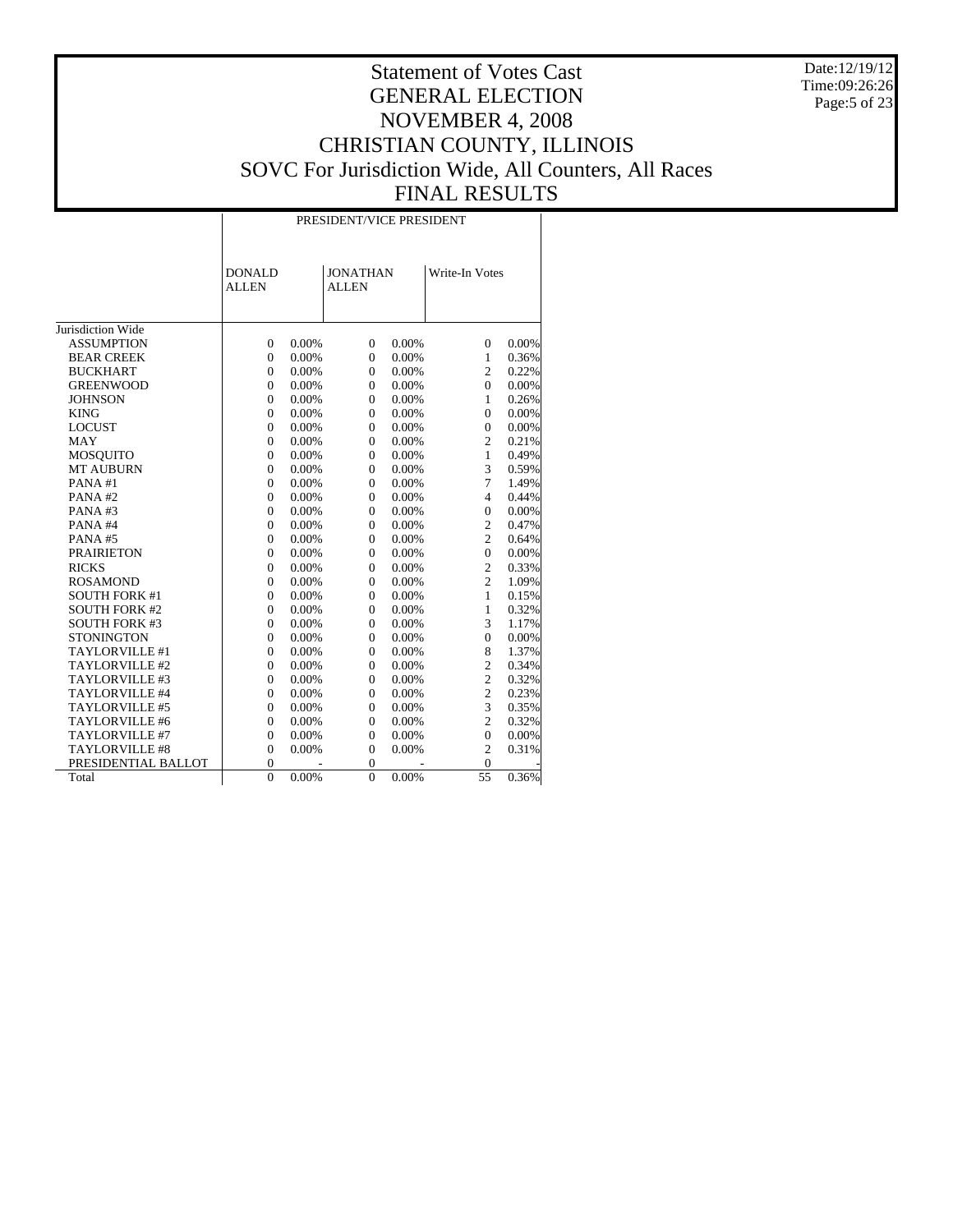# Statement of Votes Cast
# GENERAL ELECTION
# NOVEMBER 4, 2008
# CHRISTIAN COUNTY, ILLINOIS
# SOVC For Jurisdiction Wide, All Counters, All Races
# FINAL RESULTS

Date:12/19/12
Time:09:26:26

| | PRESIDENT/VICE PRESIDENT | | | | | |
|---|---|---|---|---|---|---|
| | DONALD ALLEN | | JONATHAN ALLEN | | Write-In Votes | |
| Jurisdiction Wide | | | | | | |
| ASSUMPTION | 0 | 0.00% | 0 | 0.00% | 0 | 0.00% |
| BEAR CREEK | 0 | 0.00% | 0 | 0.00% | 1 | 0.36% |
| BUCKHART | 0 | 0.00% | 0 | 0.00% | 2 | 0.22% |
| GREENWOOD | 0 | 0.00% | 0 | 0.00% | 0 | 0.00% |
| JOHNSON | 0 | 0.00% | 0 | 0.00% | 1 | 0.26% |
| KING | 0 | 0.00% | 0 | 0.00% | 0 | 0.00% |
| LOCUST | 0 | 0.00% | 0 | 0.00% | 0 | 0.00% |
| MAY | 0 | 0.00% | 0 | 0.00% | 2 | 0.21% |
| MOSQUITO | 0 | 0.00% | 0 | 0.00% | 1 | 0.49% |
| MT AUBURN | 0 | 0.00% | 0 | 0.00% | 3 | 0.59% |
| PANA #1 | 0 | 0.00% | 0 | 0.00% | 7 | 1.49% |
| PANA #2 | 0 | 0.00% | 0 | 0.00% | 4 | 0.44% |
| PANA #3 | 0 | 0.00% | 0 | 0.00% | 0 | 0.00% |
| PANA #4 | 0 | 0.00% | 0 | 0.00% | 2 | 0.47% |
| PANA #5 | 0 | 0.00% | 0 | 0.00% | 2 | 0.64% |
| PRAIRIETON | 0 | 0.00% | 0 | 0.00% | 0 | 0.00% |
| RICKS | 0 | 0.00% | 0 | 0.00% | 2 | 0.33% |
| ROSAMOND | 0 | 0.00% | 0 | 0.00% | 2 | 1.09% |
| SOUTH FORK #1 | 0 | 0.00% | 0 | 0.00% | 1 | 0.15% |
| SOUTH FORK #2 | 0 | 0.00% | 0 | 0.00% | 1 | 0.32% |
| SOUTH FORK #3 | 0 | 0.00% | 0 | 0.00% | 3 | 1.17% |
| STONINGTON | 0 | 0.00% | 0 | 0.00% | 0 | 0.00% |
| TAYLORVILLE #1 | 0 | 0.00% | 0 | 0.00% | 8 | 1.37% |
| TAYLORVILLE #2 | 0 | 0.00% | 0 | 0.00% | 2 | 0.34% |
| TAYLORVILLE #3 | 0 | 0.00% | 0 | 0.00% | 2 | 0.32% |
| TAYLORVILLE #4 | 0 | 0.00% | 0 | 0.00% | 2 | 0.23% |
| TAYLORVILLE #5 | 0 | 0.00% | 0 | 0.00% | 3 | 0.35% |
| TAYLORVILLE #6 | 0 | 0.00% | 0 | 0.00% | 2 | 0.32% |
| TAYLORVILLE #7 | 0 | 0.00% | 0 | 0.00% | 0 | 0.00% |
| TAYLORVILLE #8 | 0 | 0.00% | 0 | 0.00% | 2 | 0.31% |
| PRESIDENTIAL BALLOT | 0 | - | 0 | - | 0 | - |
| Total | 0 | 0.00% | 0 | 0.00% | 55 | 0.36% |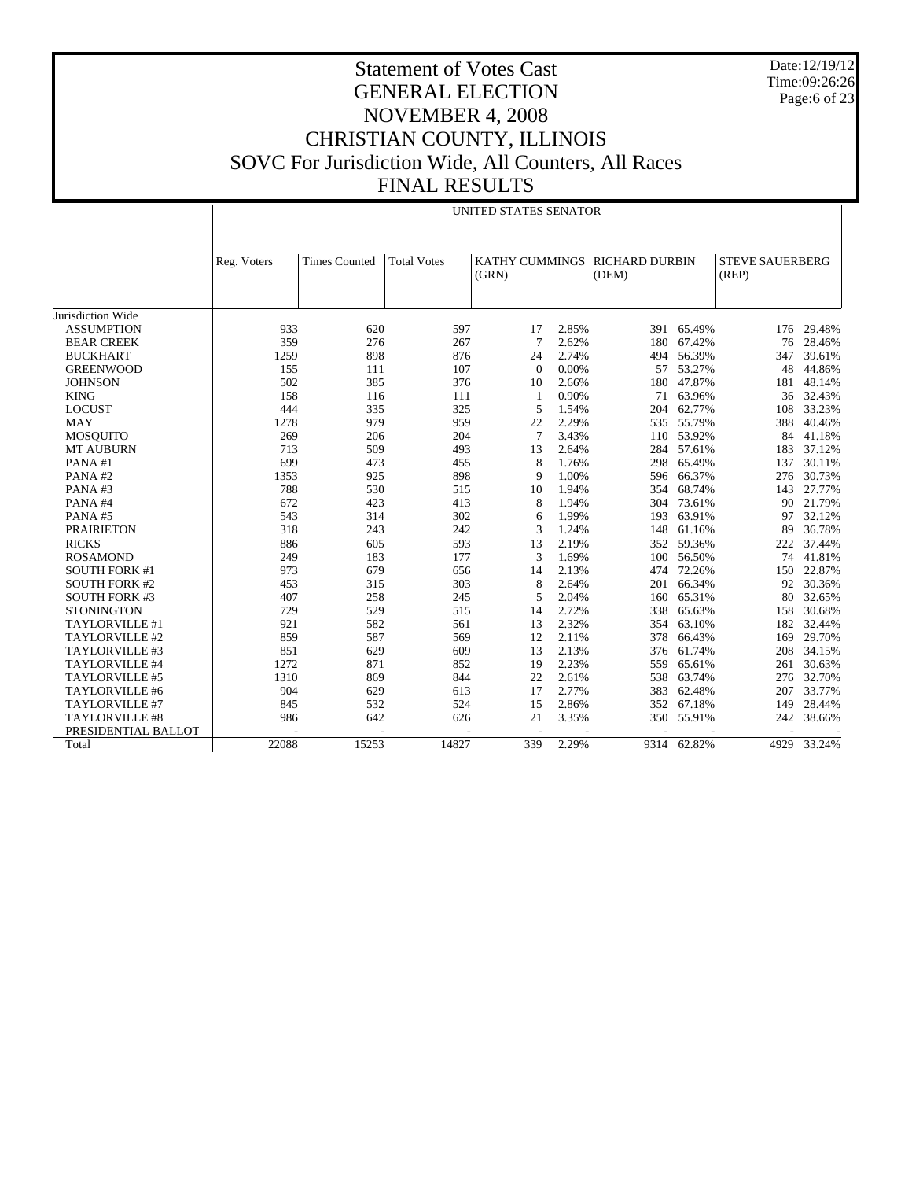# Statement of Votes Cast
# GENERAL ELECTION
# NOVEMBER 4, 2008
# CHRISTIAN COUNTY, ILLINOIS
# SOVC For Jurisdiction Wide, All Counters, All Races
# FINAL RESULTS

Date:12/19/12
Time:09:26:26

UNITED STATES SENATOR

| | Reg. Voters | Times Counted | Total Votes | KATHY CUMMINGS (GRN) | | RICHARD DURBIN (DEM) | | STEVE SAUERBERG (REP) | |
|---|---|---|---|---|---|---|---|---|---|
| Jurisdiction Wide | | | | | | | | | |
| ASSUMPTION | 933 | 620 | 597 | 17 | 2.85% | 391 | 65.49% | 176 | 29.48% |
| BEAR CREEK | 359 | 276 | 267 | 7 | 2.62% | 180 | 67.42% | 76 | 28.46% |
| BUCKHART | 1259 | 898 | 876 | 24 | 2.74% | 494 | 56.39% | 347 | 39.61% |
| GREENWOOD | 155 | 111 | 107 | 0 | 0.00% | 57 | 53.27% | 48 | 44.86% |
| JOHNSON | 502 | 385 | 376 | 10 | 2.66% | 180 | 47.87% | 181 | 48.14% |
| KING | 158 | 116 | 111 | 1 | 0.90% | 71 | 63.96% | 36 | 32.43% |
| LOCUST | 444 | 335 | 325 | 5 | 1.54% | 204 | 62.77% | 108 | 33.23% |
| MAY | 1278 | 979 | 959 | 22 | 2.29% | 535 | 55.79% | 388 | 40.46% |
| MOSQUITO | 269 | 206 | 204 | 7 | 3.43% | 110 | 53.92% | 84 | 41.18% |
| MT AUBURN | 713 | 509 | 493 | 13 | 2.64% | 284 | 57.61% | 183 | 37.12% |
| PANA #1 | 699 | 473 | 455 | 8 | 1.76% | 298 | 65.49% | 137 | 30.11% |
| PANA #2 | 1353 | 925 | 898 | 9 | 1.00% | 596 | 66.37% | 276 | 30.73% |
| PANA #3 | 788 | 530 | 515 | 10 | 1.94% | 354 | 68.74% | 143 | 27.77% |
| PANA #4 | 672 | 423 | 413 | 8 | 1.94% | 304 | 73.61% | 90 | 21.79% |
| PANA #5 | 543 | 314 | 302 | 6 | 1.99% | 193 | 63.91% | 97 | 32.12% |
| PRAIRIETON | 318 | 243 | 242 | 3 | 1.24% | 148 | 61.16% | 89 | 36.78% |
| RICKS | 886 | 605 | 593 | 13 | 2.19% | 352 | 59.36% | 222 | 37.44% |
| ROSAMOND | 249 | 183 | 177 | 3 | 1.69% | 100 | 56.50% | 74 | 41.81% |
| SOUTH FORK #1 | 973 | 679 | 656 | 14 | 2.13% | 474 | 72.26% | 150 | 22.87% |
| SOUTH FORK #2 | 453 | 315 | 303 | 8 | 2.64% | 201 | 66.34% | 92 | 30.36% |
| SOUTH FORK #3 | 407 | 258 | 245 | 5 | 2.04% | 160 | 65.31% | 80 | 32.65% |
| STONINGTON | 729 | 529 | 515 | 14 | 2.72% | 338 | 65.63% | 158 | 30.68% |
| TAYLORVILLE #1 | 921 | 582 | 561 | 13 | 2.32% | 354 | 63.10% | 182 | 32.44% |
| TAYLORVILLE #2 | 859 | 587 | 569 | 12 | 2.11% | 378 | 66.43% | 169 | 29.70% |
| TAYLORVILLE #3 | 851 | 629 | 609 | 13 | 2.13% | 376 | 61.74% | 208 | 34.15% |
| TAYLORVILLE #4 | 1272 | 871 | 852 | 19 | 2.23% | 559 | 65.61% | 261 | 30.63% |
| TAYLORVILLE #5 | 1310 | 869 | 844 | 22 | 2.61% | 538 | 63.74% | 276 | 32.70% |
| TAYLORVILLE #6 | 904 | 629 | 613 | 17 | 2.77% | 383 | 62.48% | 207 | 33.77% |
| TAYLORVILLE #7 | 845 | 532 | 524 | 15 | 2.86% | 352 | 67.18% | 149 | 28.44% |
| TAYLORVILLE #8 | 986 | 642 | 626 | 21 | 3.35% | 350 | 55.91% | 242 | 38.66% |
| PRESIDENTIAL BALLOT | - | - | - | - | - | - | - | - | - |
| Total | 22088 | 15253 | 14827 | 339 | 2.29% | 9314 | 62.82% | 4929 | 33.24% |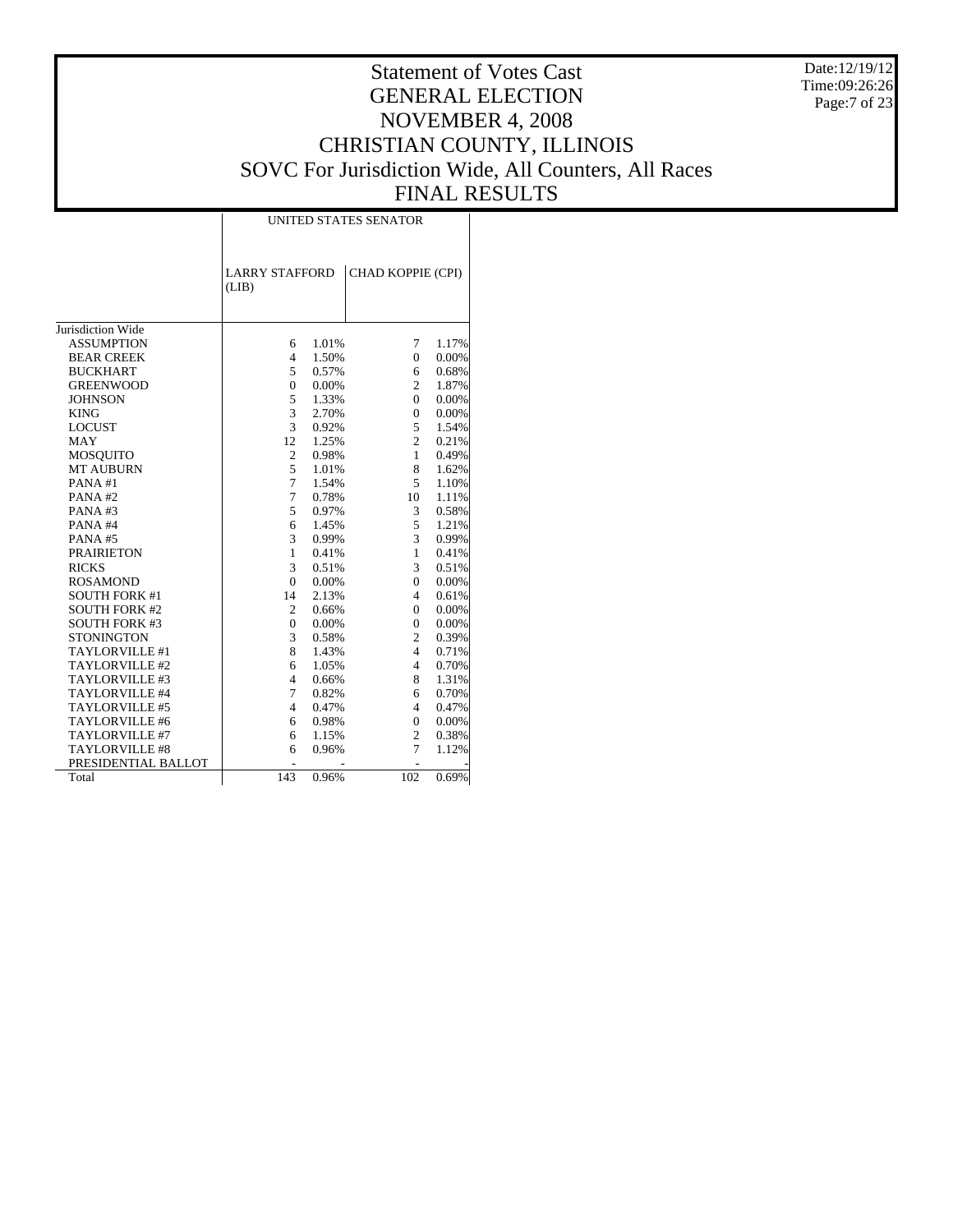# Statement of Votes Cast
# GENERAL ELECTION
# NOVEMBER 4, 2008
# CHRISTIAN COUNTY, ILLINOIS
# SOVC For Jurisdiction Wide, All Counters, All Races
# FINAL RESULTS

| | UNITED STATES SENATOR | | | |
|---|---|---|---|---|
| | LARRY STAFFORD (LIB) | | CHAD KOPPIE (CPI) | |
| Jurisdiction Wide | | | | |
| ASSUMPTION | 6 | 1.01% | 7 | 1.17% |
| BEAR CREEK | 4 | 1.50% | 0 | 0.00% |
| BUCKHART | 5 | 0.57% | 6 | 0.68% |
| GREENWOOD | 0 | 0.00% | 2 | 1.87% |
| JOHNSON | 5 | 1.33% | 0 | 0.00% |
| KING | 3 | 2.70% | 0 | 0.00% |
| LOCUST | 3 | 0.92% | 5 | 1.54% |
| MAY | 12 | 1.25% | 2 | 0.21% |
| MOSQUITO | 2 | 0.98% | 1 | 0.49% |
| MT AUBURN | 5 | 1.01% | 8 | 1.62% |
| PANA #1 | 7 | 1.54% | 5 | 1.10% |
| PANA #2 | 7 | 0.78% | 10 | 1.11% |
| PANA #3 | 5 | 0.97% | 3 | 0.58% |
| PANA #4 | 6 | 1.45% | 5 | 1.21% |
| PANA #5 | 3 | 0.99% | 3 | 0.99% |
| PRAIRIETON | 1 | 0.41% | 1 | 0.41% |
| RICKS | 3 | 0.51% | 3 | 0.51% |
| ROSAMOND | 0 | 0.00% | 0 | 0.00% |
| SOUTH FORK #1 | 14 | 2.13% | 4 | 0.61% |
| SOUTH FORK #2 | 2 | 0.66% | 0 | 0.00% |
| SOUTH FORK #3 | 0 | 0.00% | 0 | 0.00% |
| STONINGTON | 3 | 0.58% | 2 | 0.39% |
| TAYLORVILLE #1 | 8 | 1.43% | 4 | 0.71% |
| TAYLORVILLE #2 | 6 | 1.05% | 4 | 0.70% |
| TAYLORVILLE #3 | 4 | 0.66% | 8 | 1.31% |
| TAYLORVILLE #4 | 7 | 0.82% | 6 | 0.70% |
| TAYLORVILLE #5 | 4 | 0.47% | 4 | 0.47% |
| TAYLORVILLE #6 | 6 | 0.98% | 0 | 0.00% |
| TAYLORVILLE #7 | 6 | 1.15% | 2 | 0.38% |
| TAYLORVILLE #8 | 6 | 0.96% | 7 | 1.12% |
| PRESIDENTIAL BALLOT | - | - | - | - |
| Total | 143 | 0.96% | 102 | 0.69% |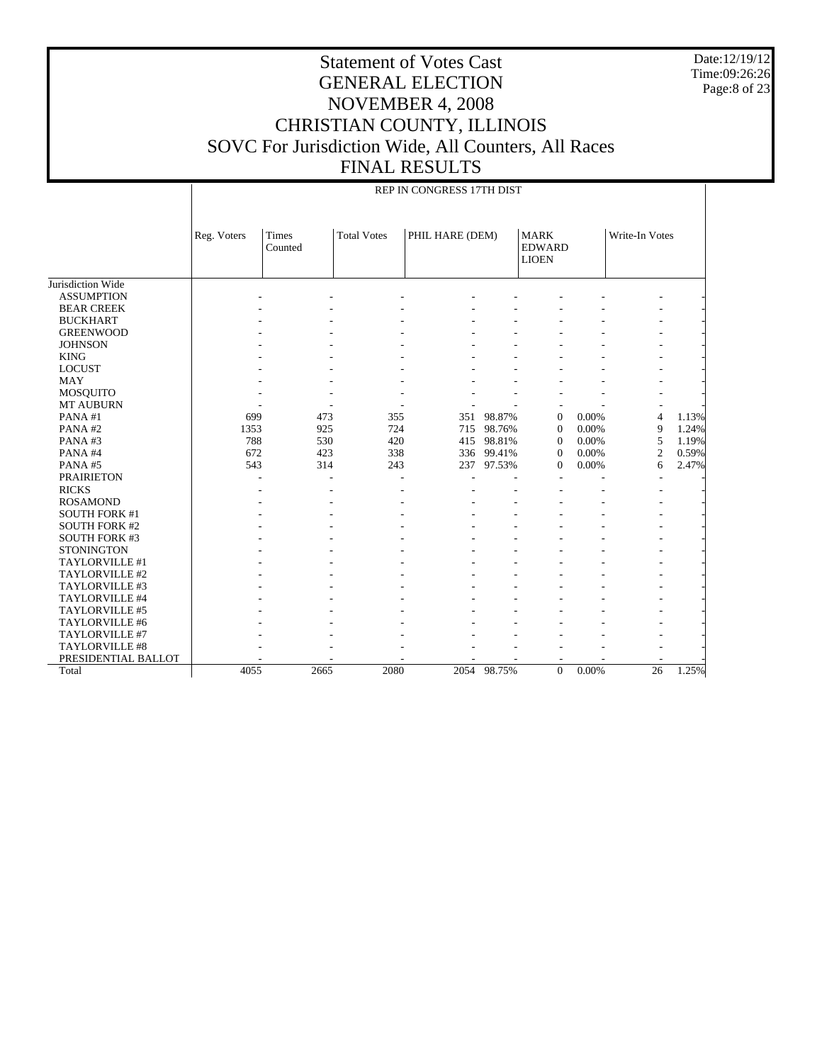# Statement of Votes Cast
# GENERAL ELECTION
# NOVEMBER 4, 2008
# CHRISTIAN COUNTY, ILLINOIS
# SOVC For Jurisdiction Wide, All Counters, All Races
# FINAL RESULTS

Date:12/19/12
Time:09:26:26

| | REP IN CONGRESS 17TH DIST | | | | | | | | |
|---|---|---|---|---|---|---|---|---|---|
| | Reg. Voters | Times Counted | Total Votes | PHIL HARE (DEM) | | MARK EDWARD LIOEN | | Write-In Votes | |
| Jurisdiction Wide | | | | | | | | | |
| ASSUMPTION | - | - | - | - | - | - | - | - | - |
| BEAR CREEK | - | - | - | - | - | - | - | - | - |
| BUCKHART | - | - | - | - | - | - | - | - | - |
| GREENWOOD | - | - | - | - | - | - | - | - | - |
| JOHNSON | - | - | - | - | - | - | - | - | - |
| KING | - | - | - | - | - | - | - | - | - |
| LOCUST | - | - | - | - | - | - | - | - | - |
| MAY | - | - | - | - | - | - | - | - | - |
| MOSQUITO | - | - | - | - | - | - | - | - | - |
| MT AUBURN | - | - | - | - | - | - | - | - | - |
| PANA #1 | 699 | 473 | 355 | 351 | 98.87% | 0 | 0.00% | 4 | 1.13% |
| PANA #2 | 1353 | 925 | 724 | 715 | 98.76% | 0 | 0.00% | 9 | 1.24% |
| PANA #3 | 788 | 530 | 420 | 415 | 98.81% | 0 | 0.00% | 5 | 1.19% |
| PANA #4 | 672 | 423 | 338 | 336 | 99.41% | 0 | 0.00% | 2 | 0.59% |
| PANA #5 | 543 | 314 | 243 | 237 | 97.53% | 0 | 0.00% | 6 | 2.47% |
| PRAIRIETON | - | - | - | - | - | - | - | - | - |
| RICKS | - | - | - | - | - | - | - | - | - |
| ROSAMOND | - | - | - | - | - | - | - | - | - |
| SOUTH FORK #1 | - | - | - | - | - | - | - | - | - |
| SOUTH FORK #2 | - | - | - | - | - | - | - | - | - |
| SOUTH FORK #3 | - | - | - | - | - | - | - | - | - |
| STONINGTON | - | - | - | - | - | - | - | - | - |
| TAYLORVILLE #1 | - | - | - | - | - | - | - | - | - |
| TAYLORVILLE #2 | - | - | - | - | - | - | - | - | - |
| TAYLORVILLE #3 | - | - | - | - | - | - | - | - | - |
| TAYLORVILLE #4 | - | - | - | - | - | - | - | - | - |
| TAYLORVILLE #5 | - | - | - | - | - | - | - | - | - |
| TAYLORVILLE #6 | - | - | - | - | - | - | - | - | - |
| TAYLORVILLE #7 | - | - | - | - | - | - | - | - | - |
| TAYLORVILLE #8 | - | - | - | - | - | - | - | - | - |
| PRESIDENTIAL BALLOT | - | - | - | - | - | - | - | - | - |
| Total | 4055 | 2665 | 2080 | 2054 | 98.75% | 0 | 0.00% | 26 | 1.25% |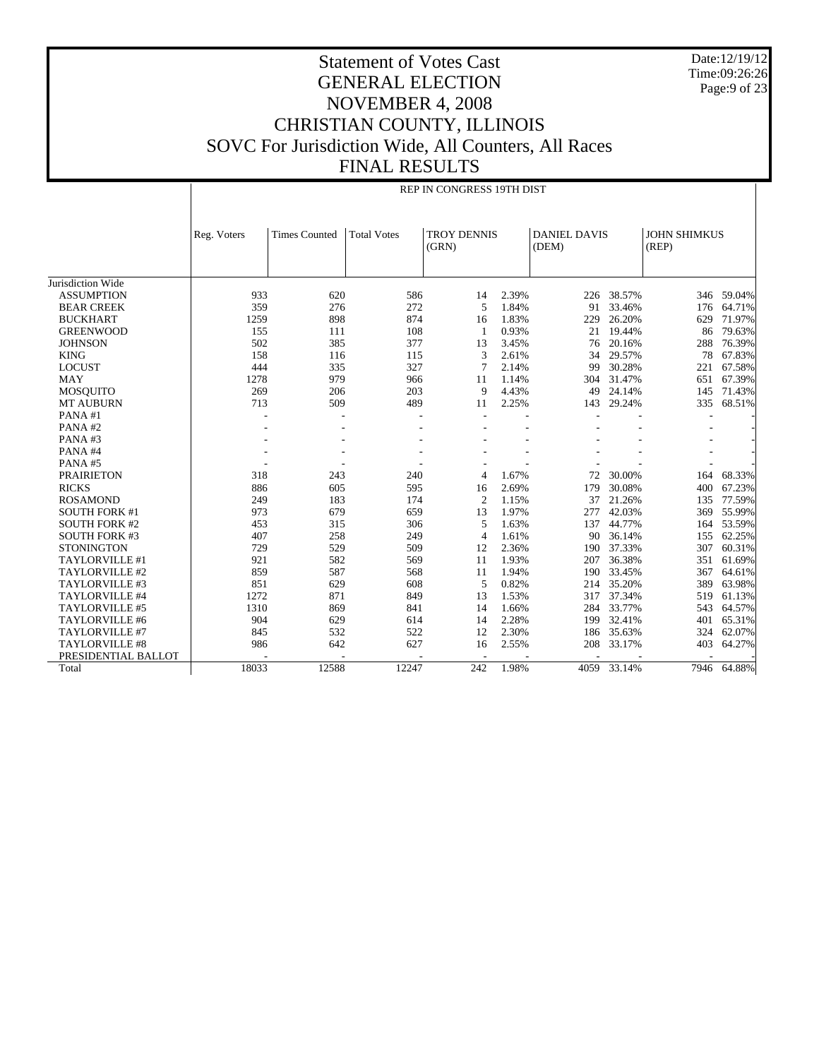# Statement of Votes Cast
# GENERAL ELECTION
# NOVEMBER 4, 2008
# CHRISTIAN COUNTY, ILLINOIS
# SOVC For Jurisdiction Wide, All Counters, All Races
# FINAL RESULTS

Date:12/19/12
Time:09:26:26

REP IN CONGRESS 19TH DIST

| | Reg. Voters | Times Counted | Total Votes | TROY DENNIS (GRN) | | DANIEL DAVIS (DEM) | | JOHN SHIMKUS (REP) | |
|---|---|---|---|---|---|---|---|---|---|
| Jurisdiction Wide | | | | | | | | | |
| ASSUMPTION | 933 | 620 | 586 | 14 | 2.39% | 226 | 38.57% | 346 | 59.04% |
| BEAR CREEK | 359 | 276 | 272 | 5 | 1.84% | 91 | 33.46% | 176 | 64.71% |
| BUCKHART | 1259 | 898 | 874 | 16 | 1.83% | 229 | 26.20% | 629 | 71.97% |
| GREENWOOD | 155 | 111 | 108 | 1 | 0.93% | 21 | 19.44% | 86 | 79.63% |
| JOHNSON | 502 | 385 | 377 | 13 | 3.45% | 76 | 20.16% | 288 | 76.39% |
| KING | 158 | 116 | 115 | 3 | 2.61% | 34 | 29.57% | 78 | 67.83% |
| LOCUST | 444 | 335 | 327 | 7 | 2.14% | 99 | 30.28% | 221 | 67.58% |
| MAY | 1278 | 979 | 966 | 11 | 1.14% | 304 | 31.47% | 651 | 67.39% |
| MOSQUITO | 269 | 206 | 203 | 9 | 4.43% | 49 | 24.14% | 145 | 71.43% |
| MT AUBURN | 713 | 509 | 489 | 11 | 2.25% | 143 | 29.24% | 335 | 68.51% |
| PANA #1 | - | - | - | - | - | - | - | - | - |
| PANA #2 | - | - | - | - | - | - | - | - | - |
| PANA #3 | - | - | - | - | - | - | - | - | - |
| PANA #4 | - | - | - | - | - | - | - | - | - |
| PANA #5 | - | - | - | - | - | - | - | - | - |
| PRAIRIETON | 318 | 243 | 240 | 4 | 1.67% | 72 | 30.00% | 164 | 68.33% |
| RICKS | 886 | 605 | 595 | 16 | 2.69% | 179 | 30.08% | 400 | 67.23% |
| ROSAMOND | 249 | 183 | 174 | 2 | 1.15% | 37 | 21.26% | 135 | 77.59% |
| SOUTH FORK #1 | 973 | 679 | 659 | 13 | 1.97% | 277 | 42.03% | 369 | 55.99% |
| SOUTH FORK #2 | 453 | 315 | 306 | 5 | 1.63% | 137 | 44.77% | 164 | 53.59% |
| SOUTH FORK #3 | 407 | 258 | 249 | 4 | 1.61% | 90 | 36.14% | 155 | 62.25% |
| STONINGTON | 729 | 529 | 509 | 12 | 2.36% | 190 | 37.33% | 307 | 60.31% |
| TAYLORVILLE #1 | 921 | 582 | 569 | 11 | 1.93% | 207 | 36.38% | 351 | 61.69% |
| TAYLORVILLE #2 | 859 | 587 | 568 | 11 | 1.94% | 190 | 33.45% | 367 | 64.61% |
| TAYLORVILLE #3 | 851 | 629 | 608 | 5 | 0.82% | 214 | 35.20% | 389 | 63.98% |
| TAYLORVILLE #4 | 1272 | 871 | 849 | 13 | 1.53% | 317 | 37.34% | 519 | 61.13% |
| TAYLORVILLE #5 | 1310 | 869 | 841 | 14 | 1.66% | 284 | 33.77% | 543 | 64.57% |
| TAYLORVILLE #6 | 904 | 629 | 614 | 14 | 2.28% | 199 | 32.41% | 401 | 65.31% |
| TAYLORVILLE #7 | 845 | 532 | 522 | 12 | 2.30% | 186 | 35.63% | 324 | 62.07% |
| TAYLORVILLE #8 | 986 | 642 | 627 | 16 | 2.55% | 208 | 33.17% | 403 | 64.27% |
| PRESIDENTIAL BALLOT | - | - | - | - | - | - | - | - | - |
| Total | 18033 | 12588 | 12247 | 242 | 1.98% | 4059 | 33.14% | 7946 | 64.88% |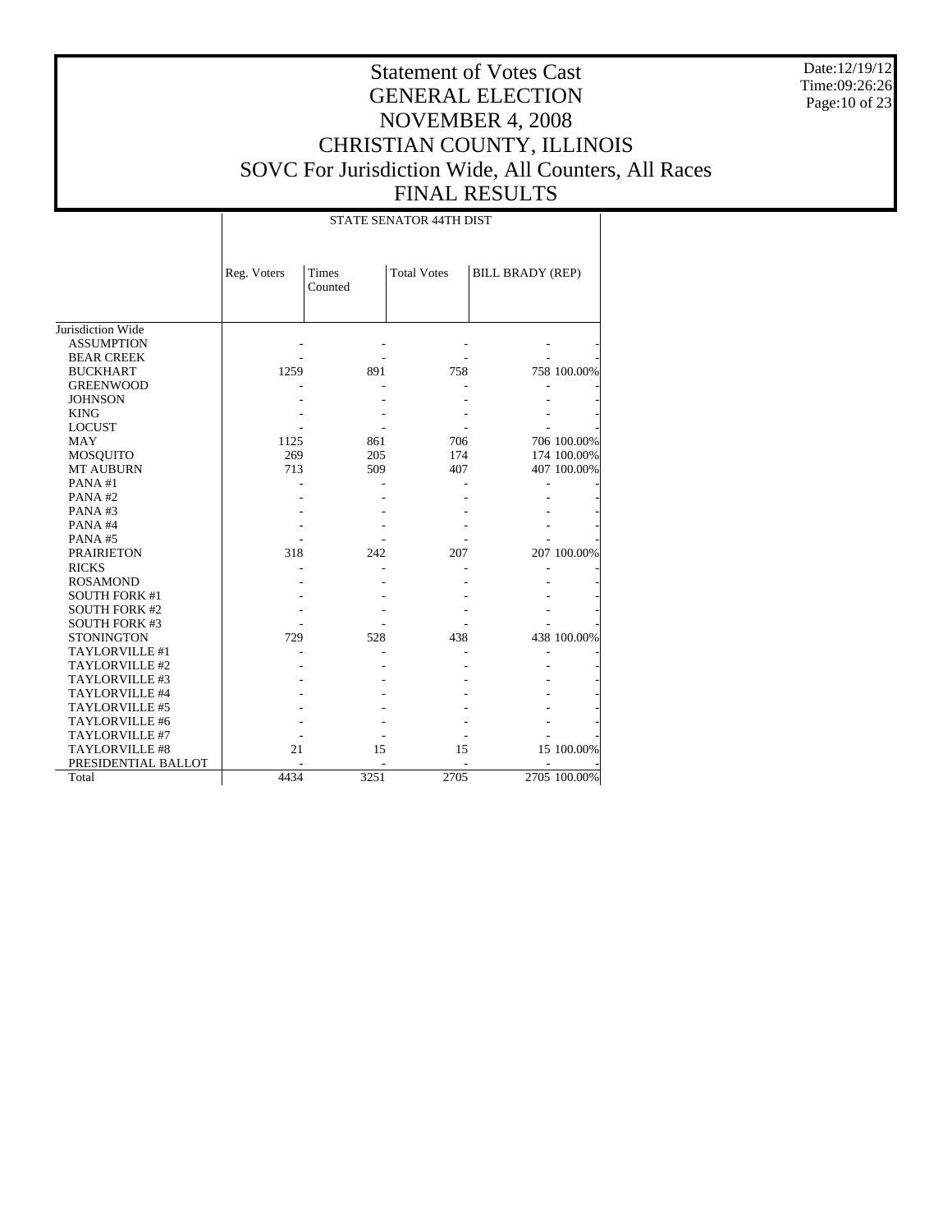# Statement of Votes Cast
# GENERAL ELECTION
# NOVEMBER 4, 2008
# CHRISTIAN COUNTY, ILLINOIS
# SOVC For Jurisdiction Wide, All Counters, All Races
# FINAL RESULTS

Date:12/19/12
Time:09:26:26

| | STATE SENATOR 44TH DIST | | | | |
|---|---|---|---|---|---|
| | Reg. Voters | Times Counted | Total Votes | BILL BRADY (REP) | |
| Jurisdiction Wide | | | | | |
| ASSUMPTION | - | - | - | - | - |
| BEAR CREEK | - | - | - | - | - |
| BUCKHART | 1259 | 891 | 758 | 758 | 100.00% |
| GREENWOOD | - | - | - | - | - |
| JOHNSON | - | - | - | - | - |
| KING | - | - | - | - | - |
| LOCUST | - | - | - | - | - |
| MAY | 1125 | 861 | 706 | 706 | 100.00% |
| MOSQUITO | 269 | 205 | 174 | 174 | 100.00% |
| MT AUBURN | 713 | 509 | 407 | 407 | 100.00% |
| PANA #1 | - | - | - | - | - |
| PANA #2 | - | - | - | - | - |
| PANA #3 | - | - | - | - | - |
| PANA #4 | - | - | - | - | - |
| PANA #5 | - | - | - | - | - |
| PRAIRIETON | 318 | 242 | 207 | 207 | 100.00% |
| RICKS | - | - | - | - | - |
| ROSAMOND | - | - | - | - | - |
| SOUTH FORK #1 | - | - | - | - | - |
| SOUTH FORK #2 | - | - | - | - | - |
| SOUTH FORK #3 | - | - | - | - | - |
| STONINGTON | 729 | 528 | 438 | 438 | 100.00% |
| TAYLORVILLE #1 | - | - | - | - | - |
| TAYLORVILLE #2 | - | - | - | - | - |
| TAYLORVILLE #3 | - | - | - | - | - |
| TAYLORVILLE #4 | - | - | - | - | - |
| TAYLORVILLE #5 | - | - | - | - | - |
| TAYLORVILLE #6 | - | - | - | - | - |
| TAYLORVILLE #7 | - | - | - | - | - |
| TAYLORVILLE #8 | 21 | 15 | 15 | 15 | 100.00% |
| PRESIDENTIAL BALLOT | - | - | - | - | - |
| Total | 4434 | 3251 | 2705 | 2705 | 100.00% |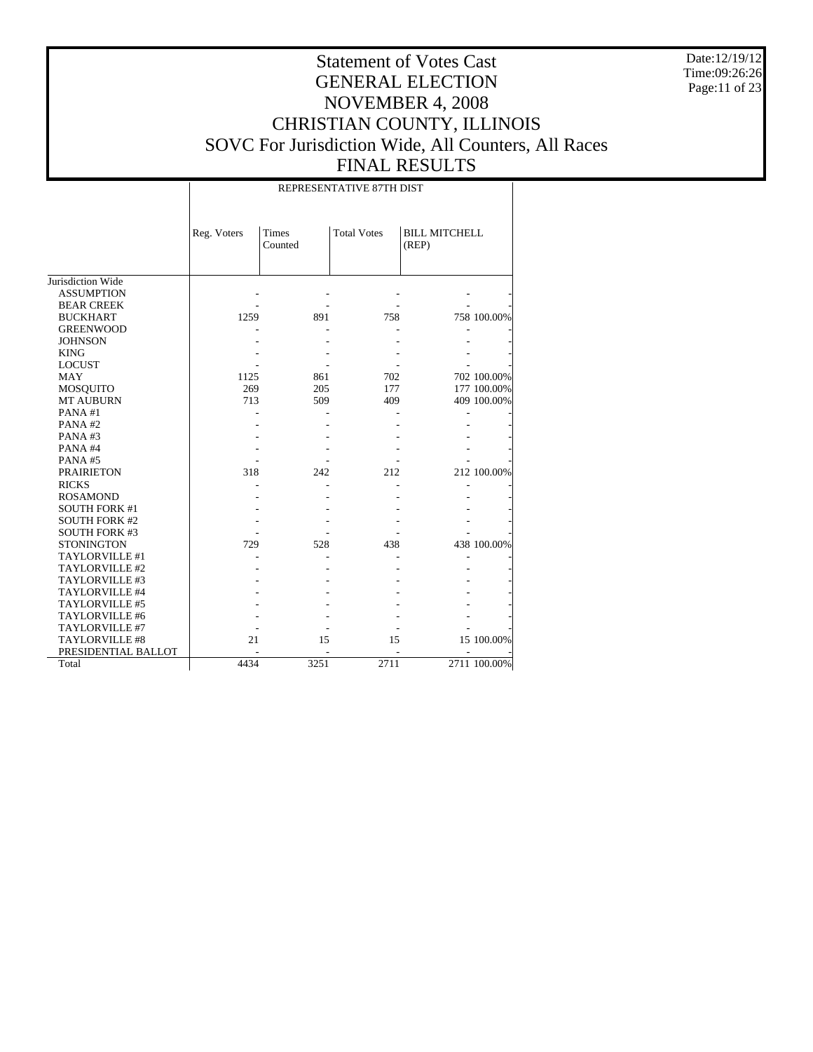# Statement of Votes Cast
# GENERAL ELECTION
# NOVEMBER 4, 2008
# CHRISTIAN COUNTY, ILLINOIS
# SOVC For Jurisdiction Wide, All Counters, All Races
# FINAL RESULTS

Date:12/19/12
Time:09:26:26

| | REPRESENTATIVE 87TH DIST | | | | |
|---|---|---|---|---|---|
| | Reg. Voters | Times Counted | Total Votes | BILL MITCHELL (REP) | |
| Jurisdiction Wide | | | | | |
| ASSUMPTION | - | - | - | - | - |
| BEAR CREEK | - | - | - | - | - |
| BUCKHART | 1259 | 891 | 758 | 758 | 100.00% |
| GREENWOOD | - | - | - | - | - |
| JOHNSON | - | - | - | - | - |
| KING | - | - | - | - | - |
| LOCUST | - | - | - | - | - |
| MAY | 1125 | 861 | 702 | 702 | 100.00% |
| MOSQUITO | 269 | 205 | 177 | 177 | 100.00% |
| MT AUBURN | 713 | 509 | 409 | 409 | 100.00% |
| PANA #1 | - | - | - | - | - |
| PANA #2 | - | - | - | - | - |
| PANA #3 | - | - | - | - | - |
| PANA #4 | - | - | - | - | - |
| PANA #5 | - | - | - | - | - |
| PRAIRIETON | 318 | 242 | 212 | 212 | 100.00% |
| RICKS | - | - | - | - | - |
| ROSAMOND | - | - | - | - | - |
| SOUTH FORK #1 | - | - | - | - | - |
| SOUTH FORK #2 | - | - | - | - | - |
| SOUTH FORK #3 | - | - | - | - | - |
| STONINGTON | 729 | 528 | 438 | 438 | 100.00% |
| TAYLORVILLE #1 | - | - | - | - | - |
| TAYLORVILLE #2 | - | - | - | - | - |
| TAYLORVILLE #3 | - | - | - | - | - |
| TAYLORVILLE #4 | - | - | - | - | - |
| TAYLORVILLE #5 | - | - | - | - | - |
| TAYLORVILLE #6 | - | - | - | - | - |
| TAYLORVILLE #7 | - | - | - | - | - |
| TAYLORVILLE #8 | 21 | 15 | 15 | 15 | 100.00% |
| PRESIDENTIAL BALLOT | - | - | - | - | - |
| Total | 4434 | 3251 | 2711 | 2711 | 100.00% |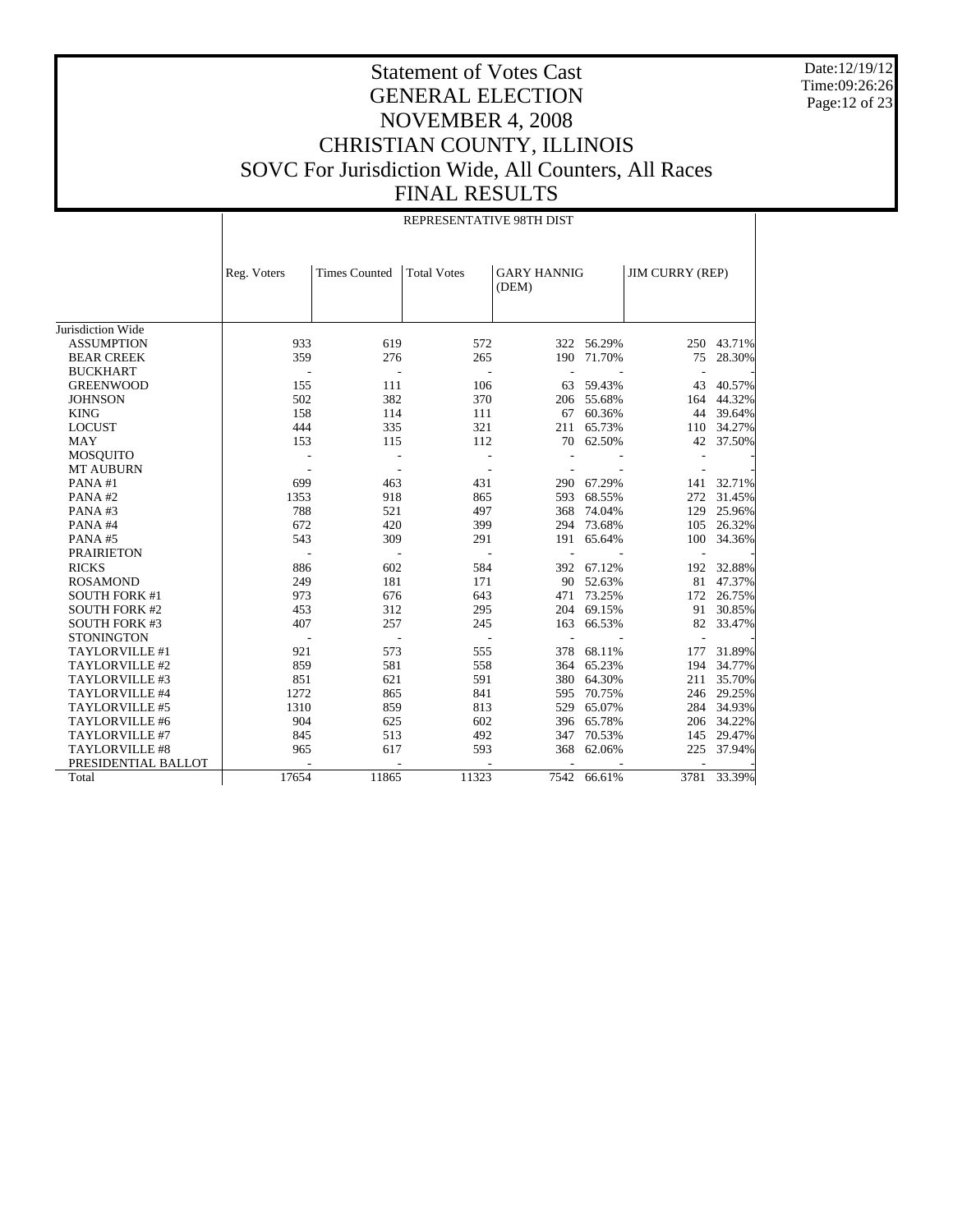# Statement of Votes Cast
# GENERAL ELECTION
# NOVEMBER 4, 2008
# CHRISTIAN COUNTY, ILLINOIS
# SOVC For Jurisdiction Wide, All Counters, All Races
# FINAL RESULTS

Date:12/19/12
Time:09:26:26

| | REPRESENTATIVE 98TH DIST | | | | | | |
|---|---|---|---|---|---|---|---|
| | Reg. Voters | Times Counted | Total Votes | GARY HANNIG (DEM) | | JIM CURRY (REP) | |
| Jurisdiction Wide | | | | | | | |
| ASSUMPTION | 933 | 619 | 572 | 322 | 56.29% | 250 | 43.71% |
| BEAR CREEK | 359 | 276 | 265 | 190 | 71.70% | 75 | 28.30% |
| BUCKHART | - | - | - | - | - | - | - |
| GREENWOOD | 155 | 111 | 106 | 63 | 59.43% | 43 | 40.57% |
| JOHNSON | 502 | 382 | 370 | 206 | 55.68% | 164 | 44.32% |
| KING | 158 | 114 | 111 | 67 | 60.36% | 44 | 39.64% |
| LOCUST | 444 | 335 | 321 | 211 | 65.73% | 110 | 34.27% |
| MAY | 153 | 115 | 112 | 70 | 62.50% | 42 | 37.50% |
| MOSQUITO | - | - | - | - | - | - | - |
| MT AUBURN | - | - | - | - | - | - | - |
| PANA #1 | 699 | 463 | 431 | 290 | 67.29% | 141 | 32.71% |
| PANA #2 | 1353 | 918 | 865 | 593 | 68.55% | 272 | 31.45% |
| PANA #3 | 788 | 521 | 497 | 368 | 74.04% | 129 | 25.96% |
| PANA #4 | 672 | 420 | 399 | 294 | 73.68% | 105 | 26.32% |
| PANA #5 | 543 | 309 | 291 | 191 | 65.64% | 100 | 34.36% |
| PRAIRIETON | - | - | - | - | - | - | - |
| RICKS | 886 | 602 | 584 | 392 | 67.12% | 192 | 32.88% |
| ROSAMOND | 249 | 181 | 171 | 90 | 52.63% | 81 | 47.37% |
| SOUTH FORK #1 | 973 | 676 | 643 | 471 | 73.25% | 172 | 26.75% |
| SOUTH FORK #2 | 453 | 312 | 295 | 204 | 69.15% | 91 | 30.85% |
| SOUTH FORK #3 | 407 | 257 | 245 | 163 | 66.53% | 82 | 33.47% |
| STONINGTON | - | - | - | - | - | - | - |
| TAYLORVILLE #1 | 921 | 573 | 555 | 378 | 68.11% | 177 | 31.89% |
| TAYLORVILLE #2 | 859 | 581 | 558 | 364 | 65.23% | 194 | 34.77% |
| TAYLORVILLE #3 | 851 | 621 | 591 | 380 | 64.30% | 211 | 35.70% |
| TAYLORVILLE #4 | 1272 | 865 | 841 | 595 | 70.75% | 246 | 29.25% |
| TAYLORVILLE #5 | 1310 | 859 | 813 | 529 | 65.07% | 284 | 34.93% |
| TAYLORVILLE #6 | 904 | 625 | 602 | 396 | 65.78% | 206 | 34.22% |
| TAYLORVILLE #7 | 845 | 513 | 492 | 347 | 70.53% | 145 | 29.47% |
| TAYLORVILLE #8 | 965 | 617 | 593 | 368 | 62.06% | 225 | 37.94% |
| PRESIDENTIAL BALLOT | - | - | - | - | - | - | - |
| Total | 17654 | 11865 | 11323 | 7542 | 66.61% | 3781 | 33.39% |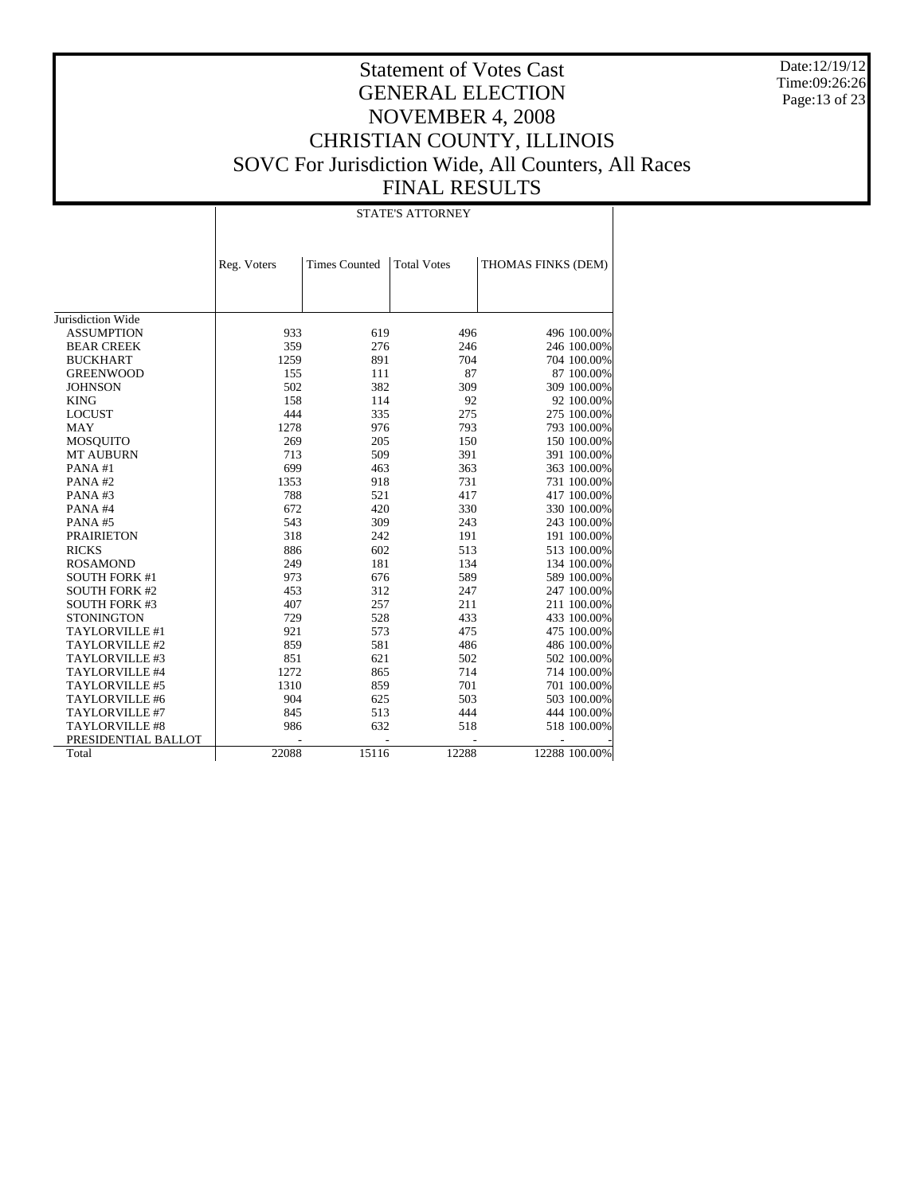# Statement of Votes Cast
# GENERAL ELECTION
# NOVEMBER 4, 2008
# CHRISTIAN COUNTY, ILLINOIS
# SOVC For Jurisdiction Wide, All Counters, All Races
# FINAL RESULTS

Date:12/19/12
Time:09:26:26

| | STATE'S ATTORNEY | | | | |
|---|---|---|---|---|---|
| | Reg. Voters | Times Counted | Total Votes | THOMAS FINKS (DEM) | |
| Jurisdiction Wide | | | | | |
| ASSUMPTION | 933 | 619 | 496 | 496 | 100.00% |
| BEAR CREEK | 359 | 276 | 246 | 246 | 100.00% |
| BUCKHART | 1259 | 891 | 704 | 704 | 100.00% |
| GREENWOOD | 155 | 111 | 87 | 87 | 100.00% |
| JOHNSON | 502 | 382 | 309 | 309 | 100.00% |
| KING | 158 | 114 | 92 | 92 | 100.00% |
| LOCUST | 444 | 335 | 275 | 275 | 100.00% |
| MAY | 1278 | 976 | 793 | 793 | 100.00% |
| MOSQUITO | 269 | 205 | 150 | 150 | 100.00% |
| MT AUBURN | 713 | 509 | 391 | 391 | 100.00% |
| PANA #1 | 699 | 463 | 363 | 363 | 100.00% |
| PANA #2 | 1353 | 918 | 731 | 731 | 100.00% |
| PANA #3 | 788 | 521 | 417 | 417 | 100.00% |
| PANA #4 | 672 | 420 | 330 | 330 | 100.00% |
| PANA #5 | 543 | 309 | 243 | 243 | 100.00% |
| PRAIRIETON | 318 | 242 | 191 | 191 | 100.00% |
| RICKS | 886 | 602 | 513 | 513 | 100.00% |
| ROSAMOND | 249 | 181 | 134 | 134 | 100.00% |
| SOUTH FORK #1 | 973 | 676 | 589 | 589 | 100.00% |
| SOUTH FORK #2 | 453 | 312 | 247 | 247 | 100.00% |
| SOUTH FORK #3 | 407 | 257 | 211 | 211 | 100.00% |
| STONINGTON | 729 | 528 | 433 | 433 | 100.00% |
| TAYLORVILLE #1 | 921 | 573 | 475 | 475 | 100.00% |
| TAYLORVILLE #2 | 859 | 581 | 486 | 486 | 100.00% |
| TAYLORVILLE #3 | 851 | 621 | 502 | 502 | 100.00% |
| TAYLORVILLE #4 | 1272 | 865 | 714 | 714 | 100.00% |
| TAYLORVILLE #5 | 1310 | 859 | 701 | 701 | 100.00% |
| TAYLORVILLE #6 | 904 | 625 | 503 | 503 | 100.00% |
| TAYLORVILLE #7 | 845 | 513 | 444 | 444 | 100.00% |
| TAYLORVILLE #8 | 986 | 632 | 518 | 518 | 100.00% |
| PRESIDENTIAL BALLOT | - | - | - | - | - |
| Total | 22088 | 15116 | 12288 | 12288 | 100.00% |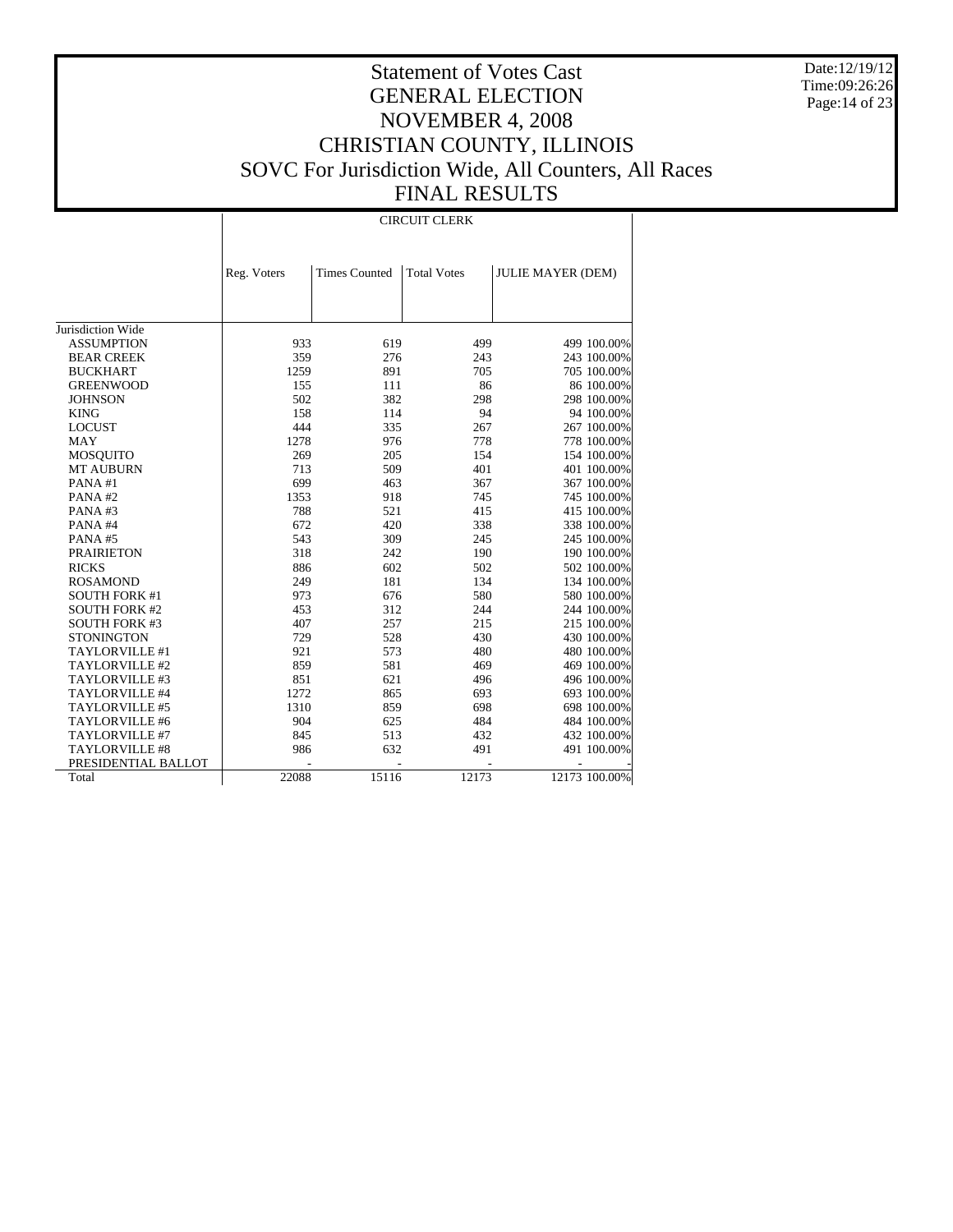# Statement of Votes Cast
# GENERAL ELECTION
# NOVEMBER 4, 2008
# CHRISTIAN COUNTY, ILLINOIS
# SOVC For Jurisdiction Wide, All Counters, All Races
# FINAL RESULTS

Date:12/19/12
Time:09:26:26

| | CIRCUIT CLERK | | | | |
|---|---|---|---|---|---|
| | Reg. Voters | Times Counted | Total Votes | JULIE MAYER (DEM) | |
| Jurisdiction Wide | | | | | |
| ASSUMPTION | 933 | 619 | 499 | 499 | 100.00% |
| BEAR CREEK | 359 | 276 | 243 | 243 | 100.00% |
| BUCKHART | 1259 | 891 | 705 | 705 | 100.00% |
| GREENWOOD | 155 | 111 | 86 | 86 | 100.00% |
| JOHNSON | 502 | 382 | 298 | 298 | 100.00% |
| KING | 158 | 114 | 94 | 94 | 100.00% |
| LOCUST | 444 | 335 | 267 | 267 | 100.00% |
| MAY | 1278 | 976 | 778 | 778 | 100.00% |
| MOSQUITO | 269 | 205 | 154 | 154 | 100.00% |
| MT AUBURN | 713 | 509 | 401 | 401 | 100.00% |
| PANA #1 | 699 | 463 | 367 | 367 | 100.00% |
| PANA #2 | 1353 | 918 | 745 | 745 | 100.00% |
| PANA #3 | 788 | 521 | 415 | 415 | 100.00% |
| PANA #4 | 672 | 420 | 338 | 338 | 100.00% |
| PANA #5 | 543 | 309 | 245 | 245 | 100.00% |
| PRAIRIETON | 318 | 242 | 190 | 190 | 100.00% |
| RICKS | 886 | 602 | 502 | 502 | 100.00% |
| ROSAMOND | 249 | 181 | 134 | 134 | 100.00% |
| SOUTH FORK #1 | 973 | 676 | 580 | 580 | 100.00% |
| SOUTH FORK #2 | 453 | 312 | 244 | 244 | 100.00% |
| SOUTH FORK #3 | 407 | 257 | 215 | 215 | 100.00% |
| STONINGTON | 729 | 528 | 430 | 430 | 100.00% |
| TAYLORVILLE #1 | 921 | 573 | 480 | 480 | 100.00% |
| TAYLORVILLE #2 | 859 | 581 | 469 | 469 | 100.00% |
| TAYLORVILLE #3 | 851 | 621 | 496 | 496 | 100.00% |
| TAYLORVILLE #4 | 1272 | 865 | 693 | 693 | 100.00% |
| TAYLORVILLE #5 | 1310 | 859 | 698 | 698 | 100.00% |
| TAYLORVILLE #6 | 904 | 625 | 484 | 484 | 100.00% |
| TAYLORVILLE #7 | 845 | 513 | 432 | 432 | 100.00% |
| TAYLORVILLE #8 | 986 | 632 | 491 | 491 | 100.00% |
| PRESIDENTIAL BALLOT | - | - | - | - | - |
| Total | 22088 | 15116 | 12173 | 12173 | 100.00% |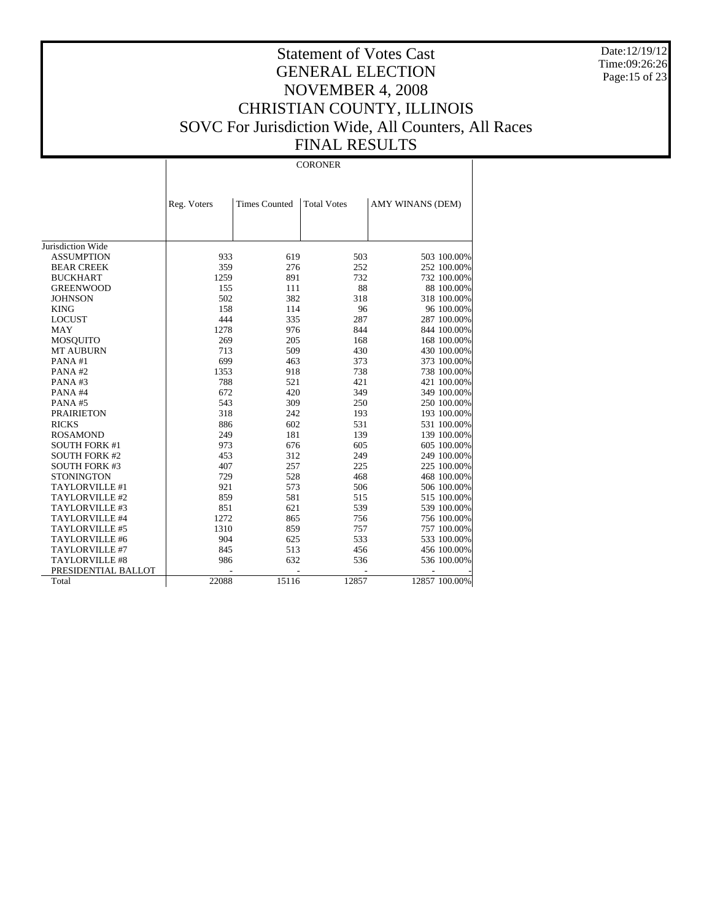# Statement of Votes Cast
# GENERAL ELECTION
# NOVEMBER 4, 2008
# CHRISTIAN COUNTY, ILLINOIS
# SOVC For Jurisdiction Wide, All Counters, All Races
# FINAL RESULTS

Date:12/19/12
Time:09:26:26

| | CORONER | | | | |
|---|---|---|---|---|---|
| | Reg. Voters | Times Counted | Total Votes | AMY WINANS (DEM) | |
| Jurisdiction Wide | | | | | |
| ASSUMPTION | 933 | 619 | 503 | 503 | 100.00% |
| BEAR CREEK | 359 | 276 | 252 | 252 | 100.00% |
| BUCKHART | 1259 | 891 | 732 | 732 | 100.00% |
| GREENWOOD | 155 | 111 | 88 | 88 | 100.00% |
| JOHNSON | 502 | 382 | 318 | 318 | 100.00% |
| KING | 158 | 114 | 96 | 96 | 100.00% |
| LOCUST | 444 | 335 | 287 | 287 | 100.00% |
| MAY | 1278 | 976 | 844 | 844 | 100.00% |
| MOSQUITO | 269 | 205 | 168 | 168 | 100.00% |
| MT AUBURN | 713 | 509 | 430 | 430 | 100.00% |
| PANA #1 | 699 | 463 | 373 | 373 | 100.00% |
| PANA #2 | 1353 | 918 | 738 | 738 | 100.00% |
| PANA #3 | 788 | 521 | 421 | 421 | 100.00% |
| PANA #4 | 672 | 420 | 349 | 349 | 100.00% |
| PANA #5 | 543 | 309 | 250 | 250 | 100.00% |
| PRAIRIETON | 318 | 242 | 193 | 193 | 100.00% |
| RICKS | 886 | 602 | 531 | 531 | 100.00% |
| ROSAMOND | 249 | 181 | 139 | 139 | 100.00% |
| SOUTH FORK #1 | 973 | 676 | 605 | 605 | 100.00% |
| SOUTH FORK #2 | 453 | 312 | 249 | 249 | 100.00% |
| SOUTH FORK #3 | 407 | 257 | 225 | 225 | 100.00% |
| STONINGTON | 729 | 528 | 468 | 468 | 100.00% |
| TAYLORVILLE #1 | 921 | 573 | 506 | 506 | 100.00% |
| TAYLORVILLE #2 | 859 | 581 | 515 | 515 | 100.00% |
| TAYLORVILLE #3 | 851 | 621 | 539 | 539 | 100.00% |
| TAYLORVILLE #4 | 1272 | 865 | 756 | 756 | 100.00% |
| TAYLORVILLE #5 | 1310 | 859 | 757 | 757 | 100.00% |
| TAYLORVILLE #6 | 904 | 625 | 533 | 533 | 100.00% |
| TAYLORVILLE #7 | 845 | 513 | 456 | 456 | 100.00% |
| TAYLORVILLE #8 | 986 | 632 | 536 | 536 | 100.00% |
| PRESIDENTIAL BALLOT | - | - | - | - | - |
| Total | 22088 | 15116 | 12857 | 12857 | 100.00% |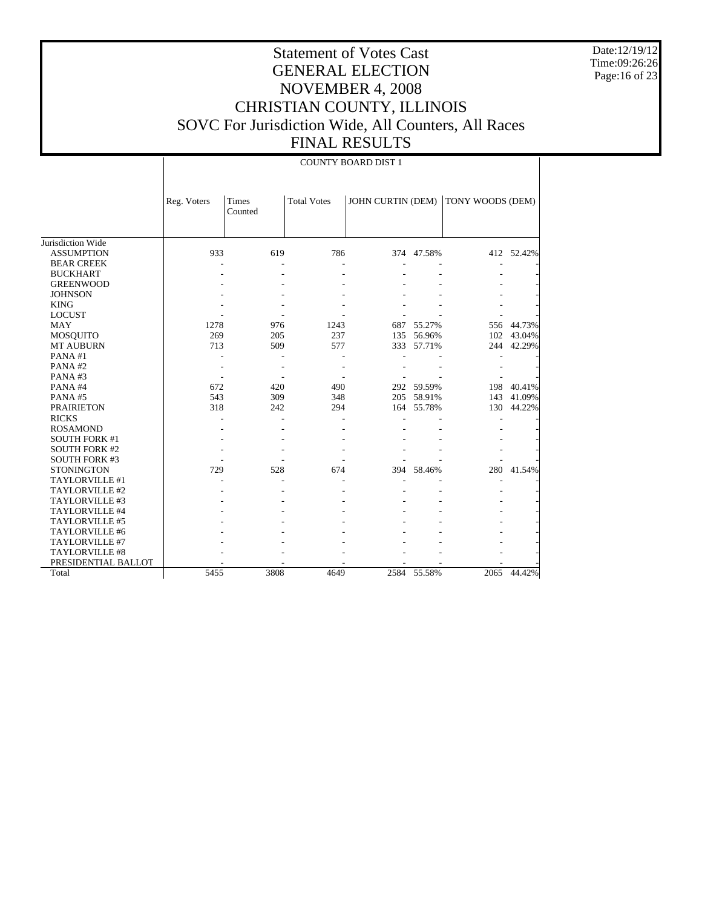# Statement of Votes Cast
## GENERAL ELECTION
## NOVEMBER 4, 2008
## CHRISTIAN COUNTY, ILLINOIS
## SOVC For Jurisdiction Wide, All Counters, All Races
## FINAL RESULTS

Date:12/19/12
Time:09:26:26

| | COUNTY BOARD DIST 1 | | | | | | |
|---|---|---|---|---|---|---|---|
| | Reg. Voters | Times Counted | Total Votes | JOHN CURTIN (DEM) | | TONY WOODS (DEM) | |
| Jurisdiction Wide | | | | | | | |
| ASSUMPTION | 933 | 619 | 786 | 374 | 47.58% | 412 | 52.42% |
| BEAR CREEK | - | - | - | - | - | - | - |
| BUCKHART | - | - | - | - | - | - | - |
| GREENWOOD | - | - | - | - | - | - | - |
| JOHNSON | - | - | - | - | - | - | - |
| KING | - | - | - | - | - | - | - |
| LOCUST | - | - | - | - | - | - | - |
| MAY | 1278 | 976 | 1243 | 687 | 55.27% | 556 | 44.73% |
| MOSQUITO | 269 | 205 | 237 | 135 | 56.96% | 102 | 43.04% |
| MT AUBURN | 713 | 509 | 577 | 333 | 57.71% | 244 | 42.29% |
| PANA #1 | - | - | - | - | - | - | - |
| PANA #2 | - | - | - | - | - | - | - |
| PANA #3 | - | - | - | - | - | - | - |
| PANA #4 | 672 | 420 | 490 | 292 | 59.59% | 198 | 40.41% |
| PANA #5 | 543 | 309 | 348 | 205 | 58.91% | 143 | 41.09% |
| PRAIRIETON | 318 | 242 | 294 | 164 | 55.78% | 130 | 44.22% |
| RICKS | - | - | - | - | - | - | - |
| ROSAMOND | - | - | - | - | - | - | - |
| SOUTH FORK #1 | - | - | - | - | - | - | - |
| SOUTH FORK #2 | - | - | - | - | - | - | - |
| SOUTH FORK #3 | - | - | - | - | - | - | - |
| STONINGTON | 729 | 528 | 674 | 394 | 58.46% | 280 | 41.54% |
| TAYLORVILLE #1 | - | - | - | - | - | - | - |
| TAYLORVILLE #2 | - | - | - | - | - | - | - |
| TAYLORVILLE #3 | - | - | - | - | - | - | - |
| TAYLORVILLE #4 | - | - | - | - | - | - | - |
| TAYLORVILLE #5 | - | - | - | - | - | - | - |
| TAYLORVILLE #6 | - | - | - | - | - | - | - |
| TAYLORVILLE #7 | - | - | - | - | - | - | - |
| TAYLORVILLE #8 | - | - | - | - | - | - | - |
| PRESIDENTIAL BALLOT | - | - | - | - | - | - | - |
| Total | 5455 | 3808 | 4649 | 2584 | 55.58% | 2065 | 44.42% |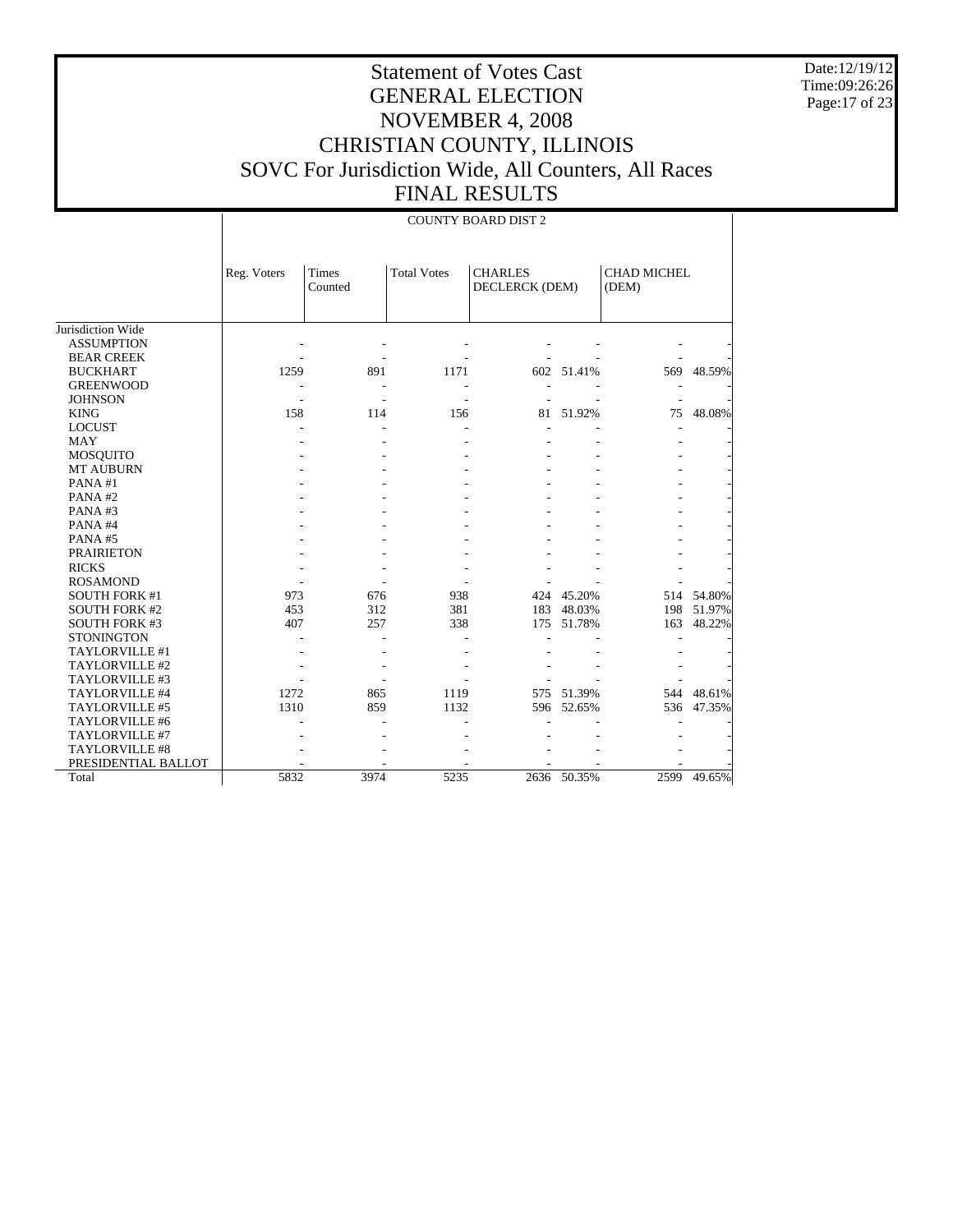# Statement of Votes Cast
# GENERAL ELECTION
# NOVEMBER 4, 2008
# CHRISTIAN COUNTY, ILLINOIS
# SOVC For Jurisdiction Wide, All Counters, All Races
# FINAL RESULTS

Date:12/19/12
Time:09:26:26

| | COUNTY BOARD DIST 2 | | | | | | |
|---|---|---|---|---|---|---|---|
| | Reg. Voters | Times Counted | Total Votes | CHARLES DECLERCK (DEM) | | CHAD MICHEL (DEM) | |
| Jurisdiction Wide | | | | | | | |
| ASSUMPTION | - | - | - | - | - | - | - |
| BEAR CREEK | - | - | - | - | - | - | - |
| BUCKHART | 1259 | 891 | 1171 | 602 | 51.41% | 569 | 48.59% |
| GREENWOOD | - | - | - | - | - | - | - |
| JOHNSON | - | - | - | - | - | - | - |
| KING | 158 | 114 | 156 | 81 | 51.92% | 75 | 48.08% |
| LOCUST | - | - | - | - | - | - | - |
| MAY | - | - | - | - | - | - | - |
| MOSQUITO | - | - | - | - | - | - | - |
| MT AUBURN | - | - | - | - | - | - | - |
| PANA #1 | - | - | - | - | - | - | - |
| PANA #2 | - | - | - | - | - | - | - |
| PANA #3 | - | - | - | - | - | - | - |
| PANA #4 | - | - | - | - | - | - | - |
| PANA #5 | - | - | - | - | - | - | - |
| PRAIRIETON | - | - | - | - | - | - | - |
| RICKS | - | - | - | - | - | - | - |
| ROSAMOND | - | - | - | - | - | - | - |
| SOUTH FORK #1 | 973 | 676 | 938 | 424 | 45.20% | 514 | 54.80% |
| SOUTH FORK #2 | 453 | 312 | 381 | 183 | 48.03% | 198 | 51.97% |
| SOUTH FORK #3 | 407 | 257 | 338 | 175 | 51.78% | 163 | 48.22% |
| STONINGTON | - | - | - | - | - | - | - |
| TAYLORVILLE #1 | - | - | - | - | - | - | - |
| TAYLORVILLE #2 | - | - | - | - | - | - | - |
| TAYLORVILLE #3 | - | - | - | - | - | - | - |
| TAYLORVILLE #4 | 1272 | 865 | 1119 | 575 | 51.39% | 544 | 48.61% |
| TAYLORVILLE #5 | 1310 | 859 | 1132 | 596 | 52.65% | 536 | 47.35% |
| TAYLORVILLE #6 | - | - | - | - | - | - | - |
| TAYLORVILLE #7 | - | - | - | - | - | - | - |
| TAYLORVILLE #8 | - | - | - | - | - | - | - |
| PRESIDENTIAL BALLOT | - | - | - | - | - | - | - |
| Total | 5832 | 3974 | 5235 | 2636 | 50.35% | 2599 | 49.65% |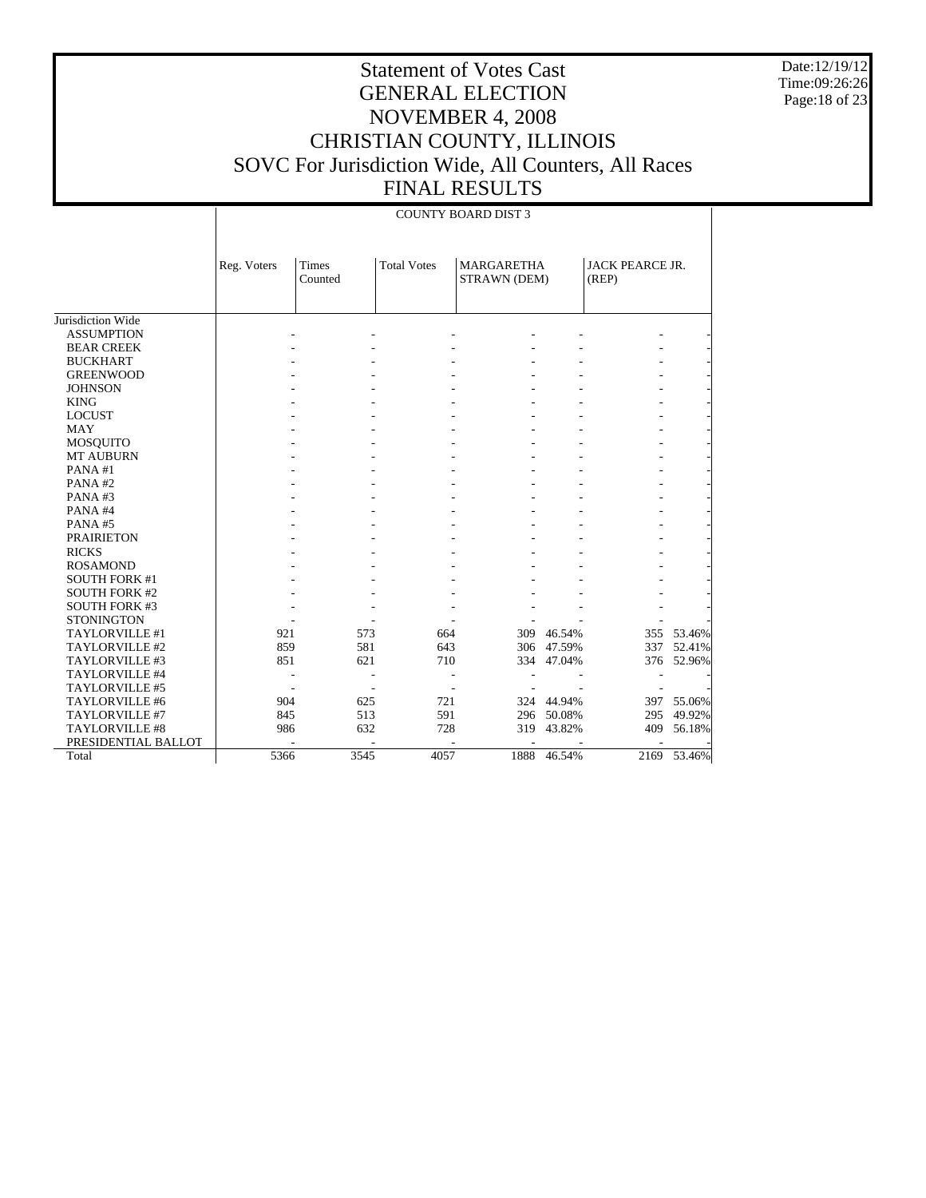# Statement of Votes Cast
# GENERAL ELECTION
# NOVEMBER 4, 2008
# CHRISTIAN COUNTY, ILLINOIS
# SOVC For Jurisdiction Wide, All Counters, All Races
# FINAL RESULTS

Date:12/19/12
Time:09:26:26

| | COUNTY BOARD DIST 3 | | | | | | |
|---|---|---|---|---|---|---|---|
| | Reg. Voters | Times Counted | Total Votes | MARGARETHA STRAWN (DEM) | | JACK PEARCE JR. (REP) | |
| Jurisdiction Wide | | | | | | | |
| ASSUMPTION | - | - | - | - | - | - | - |
| BEAR CREEK | - | - | - | - | - | - | - |
| BUCKHART | - | - | - | - | - | - | - |
| GREENWOOD | - | - | - | - | - | - | - |
| JOHNSON | - | - | - | - | - | - | - |
| KING | - | - | - | - | - | - | - |
| LOCUST | - | - | - | - | - | - | - |
| MAY | - | - | - | - | - | - | - |
| MOSQUITO | - | - | - | - | - | - | - |
| MT AUBURN | - | - | - | - | - | - | - |
| PANA #1 | - | - | - | - | - | - | - |
| PANA #2 | - | - | - | - | - | - | - |
| PANA #3 | - | - | - | - | - | - | - |
| PANA #4 | - | - | - | - | - | - | - |
| PANA #5 | - | - | - | - | - | - | - |
| PRAIRIETON | - | - | - | - | - | - | - |
| RICKS | - | - | - | - | - | - | - |
| ROSAMOND | - | - | - | - | - | - | - |
| SOUTH FORK #1 | - | - | - | - | - | - | - |
| SOUTH FORK #2 | - | - | - | - | - | - | - |
| SOUTH FORK #3 | - | - | - | - | - | - | - |
| STONINGTON | - | - | - | - | - | - | - |
| TAYLORVILLE #1 | 921 | 573 | 664 | 309 | 46.54% | 355 | 53.46% |
| TAYLORVILLE #2 | 859 | 581 | 643 | 306 | 47.59% | 337 | 52.41% |
| TAYLORVILLE #3 | 851 | 621 | 710 | 334 | 47.04% | 376 | 52.96% |
| TAYLORVILLE #4 | - | - | - | - | - | - | - |
| TAYLORVILLE #5 | - | - | - | - | - | - | - |
| TAYLORVILLE #6 | 904 | 625 | 721 | 324 | 44.94% | 397 | 55.06% |
| TAYLORVILLE #7 | 845 | 513 | 591 | 296 | 50.08% | 295 | 49.92% |
| TAYLORVILLE #8 | 986 | 632 | 728 | 319 | 43.82% | 409 | 56.18% |
| PRESIDENTIAL BALLOT | - | - | - | - | - | - | - |
| Total | 5366 | 3545 | 4057 | 1888 | 46.54% | 2169 | 53.46% |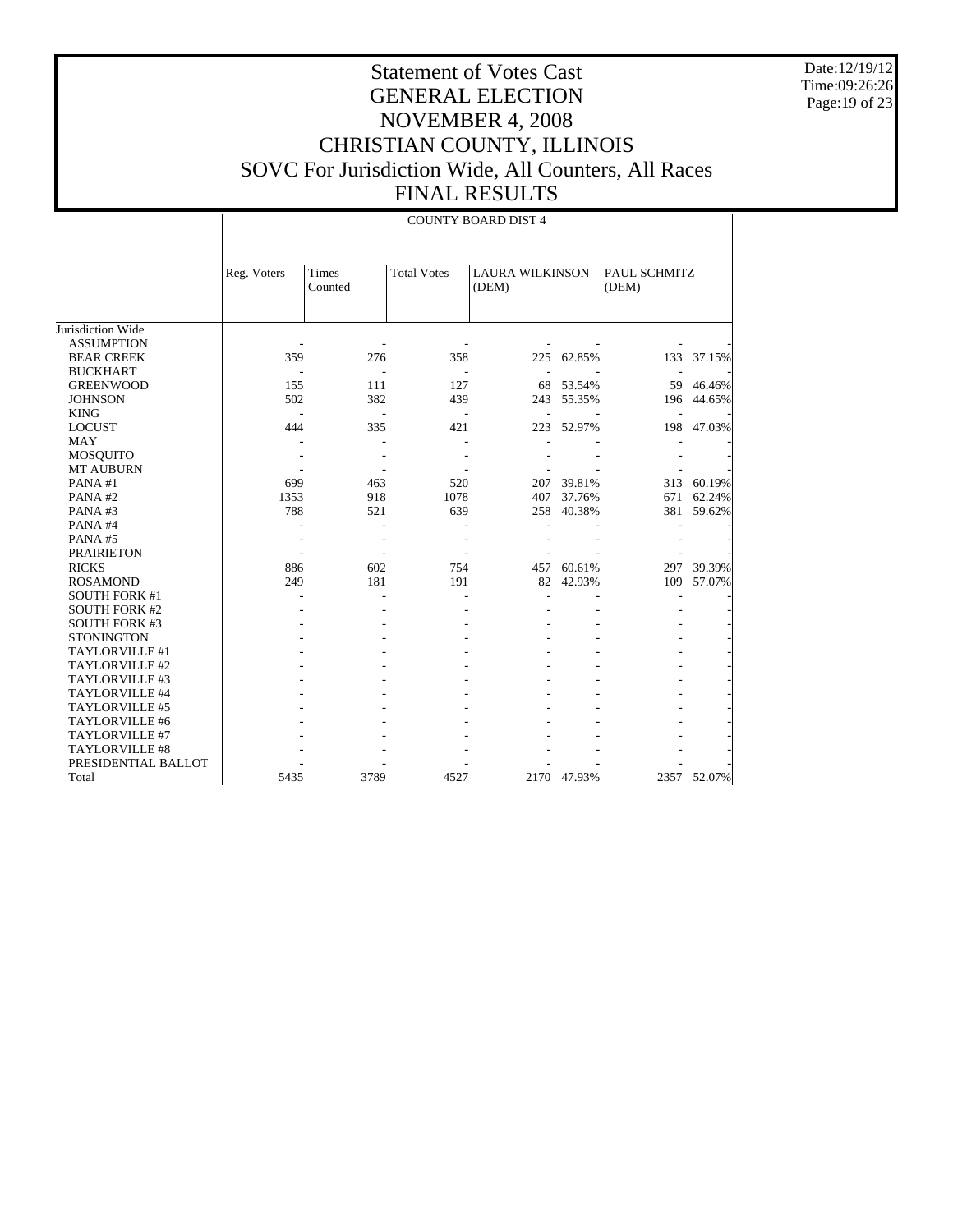# Statement of Votes Cast
# GENERAL ELECTION
# NOVEMBER 4, 2008
# CHRISTIAN COUNTY, ILLINOIS
# SOVC For Jurisdiction Wide, All Counters, All Races
# FINAL RESULTS

Date:12/19/12
Time:09:26:26

| | COUNTY BOARD DIST 4 | | | | | | |
|---|---|---|---|---|---|---|---|
| | Reg. Voters | Times Counted | Total Votes | LAURA WILKINSON (DEM) | | PAUL SCHMITZ (DEM) | |
| Jurisdiction Wide | | | | | | | |
| ASSUMPTION | - | - | - | - | - | - | - |
| BEAR CREEK | 359 | 276 | 358 | 225 | 62.85% | 133 | 37.15% |
| BUCKHART | - | - | - | - | - | - | - |
| GREENWOOD | 155 | 111 | 127 | 68 | 53.54% | 59 | 46.46% |
| JOHNSON | 502 | 382 | 439 | 243 | 55.35% | 196 | 44.65% |
| KING | - | - | - | - | - | - | - |
| LOCUST | 444 | 335 | 421 | 223 | 52.97% | 198 | 47.03% |
| MAY | - | - | - | - | - | - | - |
| MOSQUITO | - | - | - | - | - | - | - |
| MT AUBURN | - | - | - | - | - | - | - |
| PANA #1 | 699 | 463 | 520 | 207 | 39.81% | 313 | 60.19% |
| PANA #2 | 1353 | 918 | 1078 | 407 | 37.76% | 671 | 62.24% |
| PANA #3 | 788 | 521 | 639 | 258 | 40.38% | 381 | 59.62% |
| PANA #4 | - | - | - | - | - | - | - |
| PANA #5 | - | - | - | - | - | - | - |
| PRAIRIETON | - | - | - | - | - | - | - |
| RICKS | 886 | 602 | 754 | 457 | 60.61% | 297 | 39.39% |
| ROSAMOND | 249 | 181 | 191 | 82 | 42.93% | 109 | 57.07% |
| SOUTH FORK #1 | - | - | - | - | - | - | - |
| SOUTH FORK #2 | - | - | - | - | - | - | - |
| SOUTH FORK #3 | - | - | - | - | - | - | - |
| STONINGTON | - | - | - | - | - | - | - |
| TAYLORVILLE #1 | - | - | - | - | - | - | - |
| TAYLORVILLE #2 | - | - | - | - | - | - | - |
| TAYLORVILLE #3 | - | - | - | - | - | - | - |
| TAYLORVILLE #4 | - | - | - | - | - | - | - |
| TAYLORVILLE #5 | - | - | - | - | - | - | - |
| TAYLORVILLE #6 | - | - | - | - | - | - | - |
| TAYLORVILLE #7 | - | - | - | - | - | - | - |
| TAYLORVILLE #8 | - | - | - | - | - | - | - |
| PRESIDENTIAL BALLOT | - | - | - | - | - | - | - |
| Total | 5435 | 3789 | 4527 | 2170 | 47.93% | 2357 | 52.07% |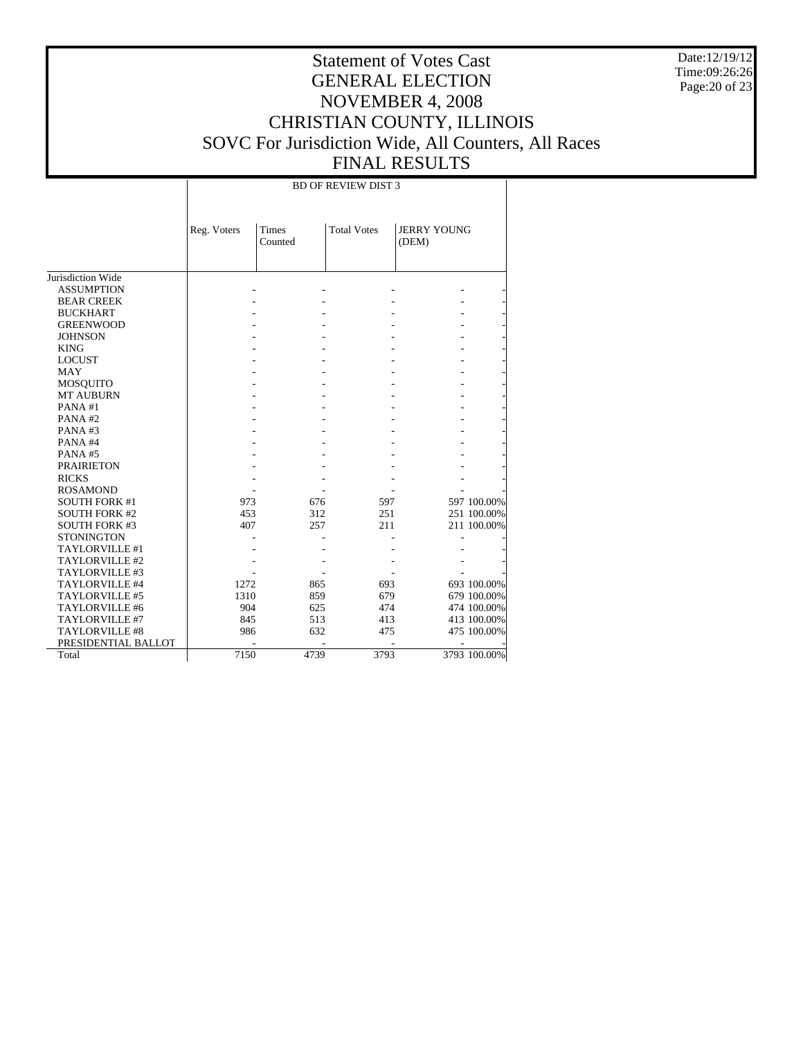# Statement of Votes Cast
# GENERAL ELECTION
# NOVEMBER 4, 2008
# CHRISTIAN COUNTY, ILLINOIS
# SOVC For Jurisdiction Wide, All Counters, All Races
# FINAL RESULTS

Date:12/19/12
Time:09:26:26

| | BD OF REVIEW DIST 3 | | | | |
|---|---|---|---|---|---|
| | Reg. Voters | Times Counted | Total Votes | JERRY YOUNG (DEM) | |
| Jurisdiction Wide | | | | | |
| ASSUMPTION | - | - | - | - | - |
| BEAR CREEK | - | - | - | - | - |
| BUCKHART | - | - | - | - | - |
| GREENWOOD | - | - | - | - | - |
| JOHNSON | - | - | - | - | - |
| KING | - | - | - | - | - |
| LOCUST | - | - | - | - | - |
| MAY | - | - | - | - | - |
| MOSQUITO | - | - | - | - | - |
| MT AUBURN | - | - | - | - | - |
| PANA #1 | - | - | - | - | - |
| PANA #2 | - | - | - | - | - |
| PANA #3 | - | - | - | - | - |
| PANA #4 | - | - | - | - | - |
| PANA #5 | - | - | - | - | - |
| PRAIRIETON | - | - | - | - | - |
| RICKS | - | - | - | - | - |
| ROSAMOND | - | - | - | - | - |
| SOUTH FORK #1 | 973 | 676 | 597 | 597 | 100.00% |
| SOUTH FORK #2 | 453 | 312 | 251 | 251 | 100.00% |
| SOUTH FORK #3 | 407 | 257 | 211 | 211 | 100.00% |
| STONINGTON | - | - | - | - | - |
| TAYLORVILLE #1 | - | - | - | - | - |
| TAYLORVILLE #2 | - | - | - | - | - |
| TAYLORVILLE #3 | - | - | - | - | - |
| TAYLORVILLE #4 | 1272 | 865 | 693 | 693 | 100.00% |
| TAYLORVILLE #5 | 1310 | 859 | 679 | 679 | 100.00% |
| TAYLORVILLE #6 | 904 | 625 | 474 | 474 | 100.00% |
| TAYLORVILLE #7 | 845 | 513 | 413 | 413 | 100.00% |
| TAYLORVILLE #8 | 986 | 632 | 475 | 475 | 100.00% |
| PRESIDENTIAL BALLOT | - | - | - | - | - |
| Total | 7150 | 4739 | 3793 | 3793 | 100.00% |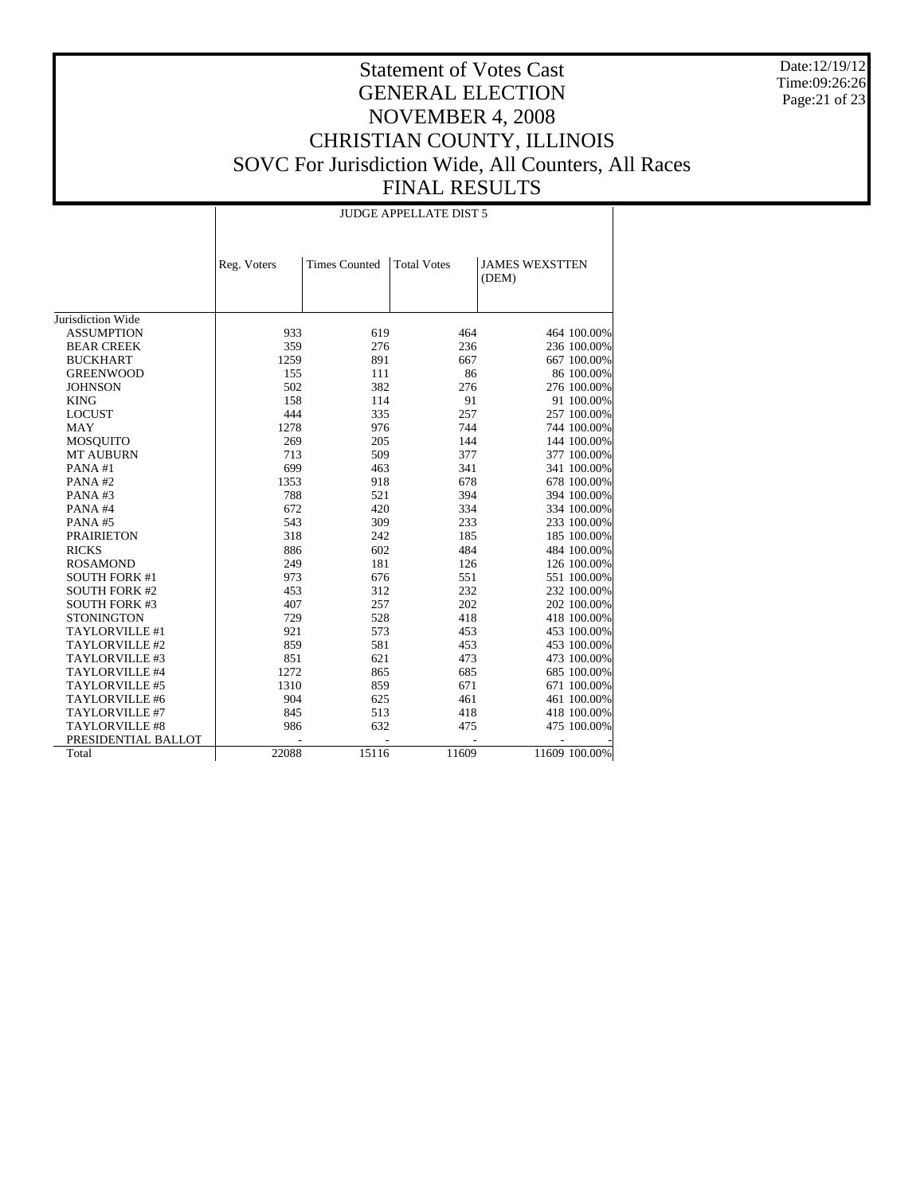# Statement of Votes Cast
# GENERAL ELECTION
# NOVEMBER 4, 2008
# CHRISTIAN COUNTY, ILLINOIS
# SOVC For Jurisdiction Wide, All Counters, All Races
# FINAL RESULTS

Date:12/19/12
Time:09:26:26

| | JUDGE APPELLATE DIST 5 | | | | |
|---|---|---|---|---|---|
| | Reg. Voters | Times Counted | Total Votes | JAMES WEXSTTEN (DEM) | |
| Jurisdiction Wide | | | | | |
| ASSUMPTION | 933 | 619 | 464 | 464 | 100.00% |
| BEAR CREEK | 359 | 276 | 236 | 236 | 100.00% |
| BUCKHART | 1259 | 891 | 667 | 667 | 100.00% |
| GREENWOOD | 155 | 111 | 86 | 86 | 100.00% |
| JOHNSON | 502 | 382 | 276 | 276 | 100.00% |
| KING | 158 | 114 | 91 | 91 | 100.00% |
| LOCUST | 444 | 335 | 257 | 257 | 100.00% |
| MAY | 1278 | 976 | 744 | 744 | 100.00% |
| MOSQUITO | 269 | 205 | 144 | 144 | 100.00% |
| MT AUBURN | 713 | 509 | 377 | 377 | 100.00% |
| PANA #1 | 699 | 463 | 341 | 341 | 100.00% |
| PANA #2 | 1353 | 918 | 678 | 678 | 100.00% |
| PANA #3 | 788 | 521 | 394 | 394 | 100.00% |
| PANA #4 | 672 | 420 | 334 | 334 | 100.00% |
| PANA #5 | 543 | 309 | 233 | 233 | 100.00% |
| PRAIRIETON | 318 | 242 | 185 | 185 | 100.00% |
| RICKS | 886 | 602 | 484 | 484 | 100.00% |
| ROSAMOND | 249 | 181 | 126 | 126 | 100.00% |
| SOUTH FORK #1 | 973 | 676 | 551 | 551 | 100.00% |
| SOUTH FORK #2 | 453 | 312 | 232 | 232 | 100.00% |
| SOUTH FORK #3 | 407 | 257 | 202 | 202 | 100.00% |
| STONINGTON | 729 | 528 | 418 | 418 | 100.00% |
| TAYLORVILLE #1 | 921 | 573 | 453 | 453 | 100.00% |
| TAYLORVILLE #2 | 859 | 581 | 453 | 453 | 100.00% |
| TAYLORVILLE #3 | 851 | 621 | 473 | 473 | 100.00% |
| TAYLORVILLE #4 | 1272 | 865 | 685 | 685 | 100.00% |
| TAYLORVILLE #5 | 1310 | 859 | 671 | 671 | 100.00% |
| TAYLORVILLE #6 | 904 | 625 | 461 | 461 | 100.00% |
| TAYLORVILLE #7 | 845 | 513 | 418 | 418 | 100.00% |
| TAYLORVILLE #8 | 986 | 632 | 475 | 475 | 100.00% |
| PRESIDENTIAL BALLOT | - | - | - | - | - |
| Total | 22088 | 15116 | 11609 | 11609 | 100.00% |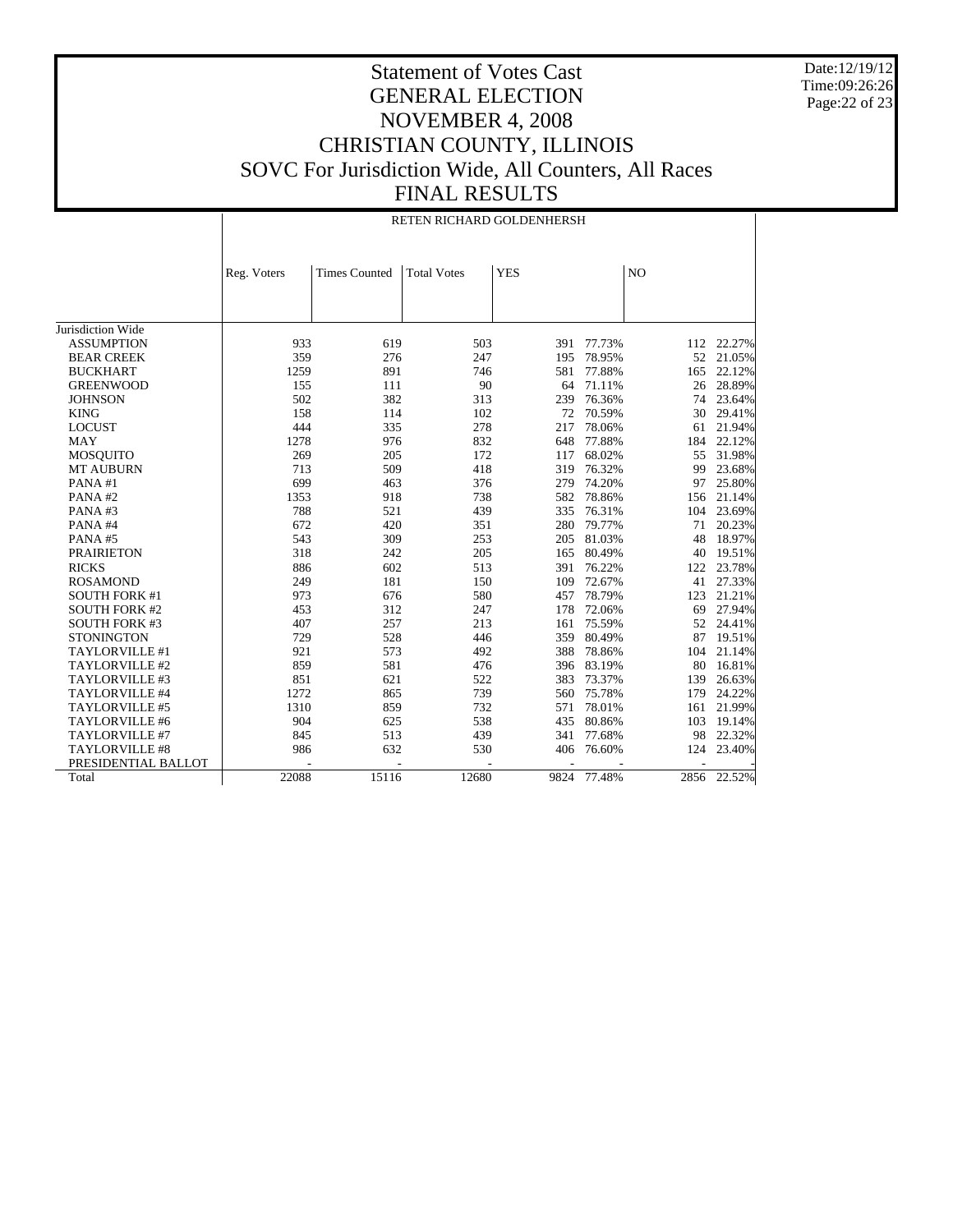# Statement of Votes Cast
# GENERAL ELECTION
# NOVEMBER 4, 2008
# CHRISTIAN COUNTY, ILLINOIS
# SOVC For Jurisdiction Wide, All Counters, All Races
# FINAL RESULTS

Date:12/19/12
Time:09:26:26

| | RETEN RICHARD GOLDENHERSH | | | | | | |
|---|---|---|---|---|---|---|---|
| | Reg. Voters | Times Counted | Total Votes | YES | | NO | |
| Jurisdiction Wide | | | | | | | |
| ASSUMPTION | 933 | 619 | 503 | 391 | 77.73% | 112 | 22.27% |
| BEAR CREEK | 359 | 276 | 247 | 195 | 78.95% | 52 | 21.05% |
| BUCKHART | 1259 | 891 | 746 | 581 | 77.88% | 165 | 22.12% |
| GREENWOOD | 155 | 111 | 90 | 64 | 71.11% | 26 | 28.89% |
| JOHNSON | 502 | 382 | 313 | 239 | 76.36% | 74 | 23.64% |
| KING | 158 | 114 | 102 | 72 | 70.59% | 30 | 29.41% |
| LOCUST | 444 | 335 | 278 | 217 | 78.06% | 61 | 21.94% |
| MAY | 1278 | 976 | 832 | 648 | 77.88% | 184 | 22.12% |
| MOSQUITO | 269 | 205 | 172 | 117 | 68.02% | 55 | 31.98% |
| MT AUBURN | 713 | 509 | 418 | 319 | 76.32% | 99 | 23.68% |
| PANA #1 | 699 | 463 | 376 | 279 | 74.20% | 97 | 25.80% |
| PANA #2 | 1353 | 918 | 738 | 582 | 78.86% | 156 | 21.14% |
| PANA #3 | 788 | 521 | 439 | 335 | 76.31% | 104 | 23.69% |
| PANA #4 | 672 | 420 | 351 | 280 | 79.77% | 71 | 20.23% |
| PANA #5 | 543 | 309 | 253 | 205 | 81.03% | 48 | 18.97% |
| PRAIRIETON | 318 | 242 | 205 | 165 | 80.49% | 40 | 19.51% |
| RICKS | 886 | 602 | 513 | 391 | 76.22% | 122 | 23.78% |
| ROSAMOND | 249 | 181 | 150 | 109 | 72.67% | 41 | 27.33% |
| SOUTH FORK #1 | 973 | 676 | 580 | 457 | 78.79% | 123 | 21.21% |
| SOUTH FORK #2 | 453 | 312 | 247 | 178 | 72.06% | 69 | 27.94% |
| SOUTH FORK #3 | 407 | 257 | 213 | 161 | 75.59% | 52 | 24.41% |
| STONINGTON | 729 | 528 | 446 | 359 | 80.49% | 87 | 19.51% |
| TAYLORVILLE #1 | 921 | 573 | 492 | 388 | 78.86% | 104 | 21.14% |
| TAYLORVILLE #2 | 859 | 581 | 476 | 396 | 83.19% | 80 | 16.81% |
| TAYLORVILLE #3 | 851 | 621 | 522 | 383 | 73.37% | 139 | 26.63% |
| TAYLORVILLE #4 | 1272 | 865 | 739 | 560 | 75.78% | 179 | 24.22% |
| TAYLORVILLE #5 | 1310 | 859 | 732 | 571 | 78.01% | 161 | 21.99% |
| TAYLORVILLE #6 | 904 | 625 | 538 | 435 | 80.86% | 103 | 19.14% |
| TAYLORVILLE #7 | 845 | 513 | 439 | 341 | 77.68% | 98 | 22.32% |
| TAYLORVILLE #8 | 986 | 632 | 530 | 406 | 76.60% | 124 | 23.40% |
| PRESIDENTIAL BALLOT | - | - | - | - | - | - | - |
| Total | 22088 | 15116 | 12680 | 9824 | 77.48% | 2856 | 22.52% |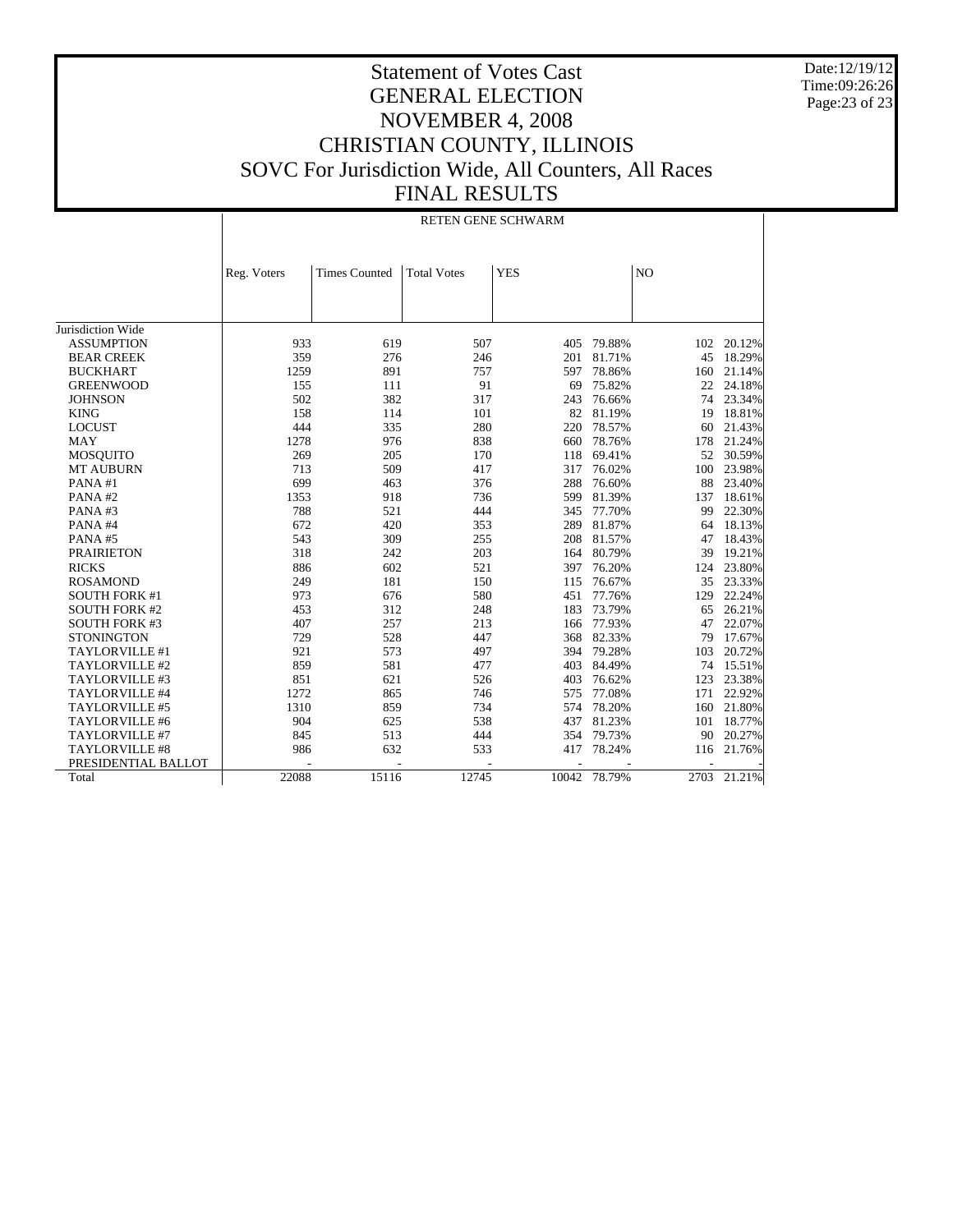# Statement of Votes Cast
# GENERAL ELECTION
# NOVEMBER 4, 2008
# CHRISTIAN COUNTY, ILLINOIS
# SOVC For Jurisdiction Wide, All Counters, All Races
# FINAL RESULTS

Date:12/19/12
Time:09:26:26

| | RETEN GENE SCHWARM | | | | | | |
|---|---|---|---|---|---|---|---|
| | Reg. Voters | Times Counted | Total Votes | YES | | NO | |
| Jurisdiction Wide | | | | | | | |
| ASSUMPTION | 933 | 619 | 507 | 405 | 79.88% | 102 | 20.12% |
| BEAR CREEK | 359 | 276 | 246 | 201 | 81.71% | 45 | 18.29% |
| BUCKHART | 1259 | 891 | 757 | 597 | 78.86% | 160 | 21.14% |
| GREENWOOD | 155 | 111 | 91 | 69 | 75.82% | 22 | 24.18% |
| JOHNSON | 502 | 382 | 317 | 243 | 76.66% | 74 | 23.34% |
| KING | 158 | 114 | 101 | 82 | 81.19% | 19 | 18.81% |
| LOCUST | 444 | 335 | 280 | 220 | 78.57% | 60 | 21.43% |
| MAY | 1278 | 976 | 838 | 660 | 78.76% | 178 | 21.24% |
| MOSQUITO | 269 | 205 | 170 | 118 | 69.41% | 52 | 30.59% |
| MT AUBURN | 713 | 509 | 417 | 317 | 76.02% | 100 | 23.98% |
| PANA #1 | 699 | 463 | 376 | 288 | 76.60% | 88 | 23.40% |
| PANA #2 | 1353 | 918 | 736 | 599 | 81.39% | 137 | 18.61% |
| PANA #3 | 788 | 521 | 444 | 345 | 77.70% | 99 | 22.30% |
| PANA #4 | 672 | 420 | 353 | 289 | 81.87% | 64 | 18.13% |
| PANA #5 | 543 | 309 | 255 | 208 | 81.57% | 47 | 18.43% |
| PRAIRIETON | 318 | 242 | 203 | 164 | 80.79% | 39 | 19.21% |
| RICKS | 886 | 602 | 521 | 397 | 76.20% | 124 | 23.80% |
| ROSAMOND | 249 | 181 | 150 | 115 | 76.67% | 35 | 23.33% |
| SOUTH FORK #1 | 973 | 676 | 580 | 451 | 77.76% | 129 | 22.24% |
| SOUTH FORK #2 | 453 | 312 | 248 | 183 | 73.79% | 65 | 26.21% |
| SOUTH FORK #3 | 407 | 257 | 213 | 166 | 77.93% | 47 | 22.07% |
| STONINGTON | 729 | 528 | 447 | 368 | 82.33% | 79 | 17.67% |
| TAYLORVILLE #1 | 921 | 573 | 497 | 394 | 79.28% | 103 | 20.72% |
| TAYLORVILLE #2 | 859 | 581 | 477 | 403 | 84.49% | 74 | 15.51% |
| TAYLORVILLE #3 | 851 | 621 | 526 | 403 | 76.62% | 123 | 23.38% |
| TAYLORVILLE #4 | 1272 | 865 | 746 | 575 | 77.08% | 171 | 22.92% |
| TAYLORVILLE #5 | 1310 | 859 | 734 | 574 | 78.20% | 160 | 21.80% |
| TAYLORVILLE #6 | 904 | 625 | 538 | 437 | 81.23% | 101 | 18.77% |
| TAYLORVILLE #7 | 845 | 513 | 444 | 354 | 79.73% | 90 | 20.27% |
| TAYLORVILLE #8 | 986 | 632 | 533 | 417 | 78.24% | 116 | 21.76% |
| PRESIDENTIAL BALLOT | - | - | - | - | - | - | - |
| Total | 22088 | 15116 | 12745 | 10042 | 78.79% | 2703 | 21.21% |